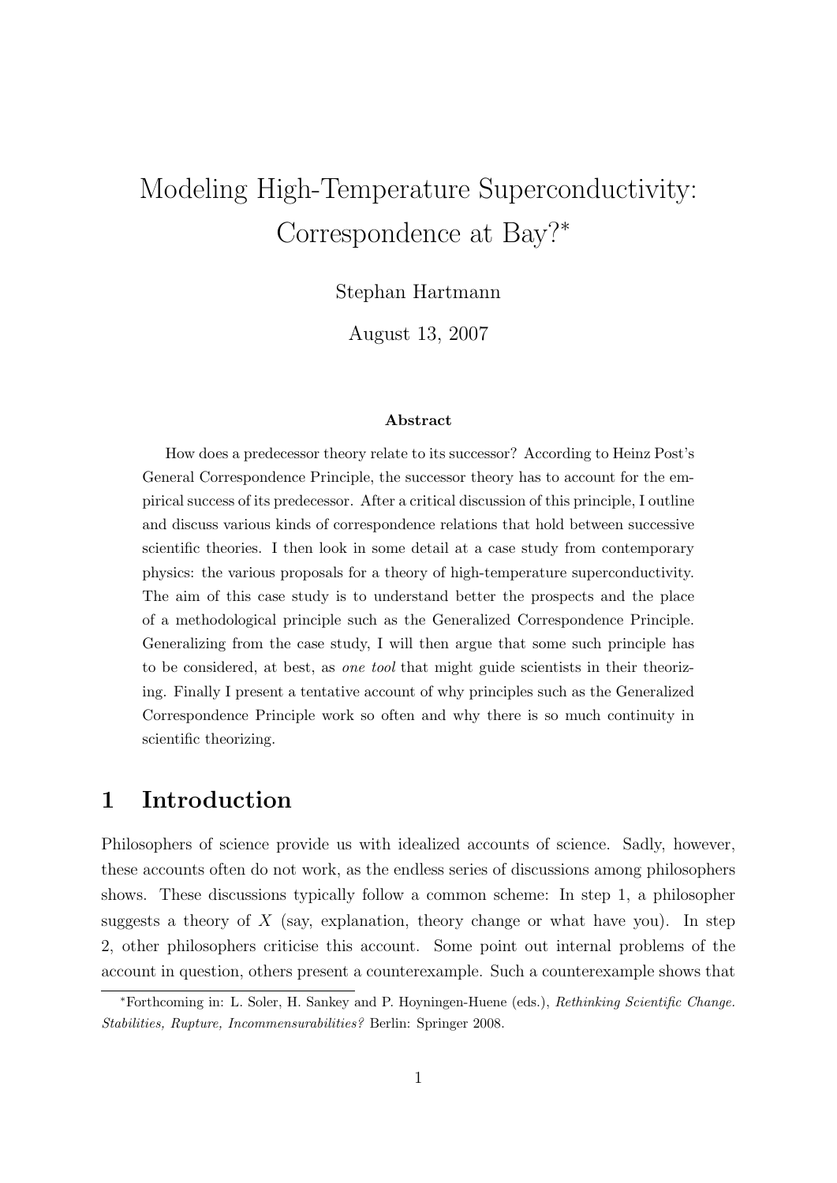# Modeling High-Temperature Superconductivity: Correspondence at Bay?*

Stephan Hartmann

August 13, 2007

### Abstract

How does a predecessor theory relate to its successor? According to Heinz Post's General Correspondence Principle, the successor theory has to account for the empirical success of its predecessor. After a critical discussion of this principle, I outline and discuss various kinds of correspondence relations that hold between successive scientific theories. I then look in some detail at a case study from contemporary physics: the various proposals for a theory of high-temperature superconductivity. The aim of this case study is to understand better the prospects and the place of a methodological principle such as the Generalized Correspondence Principle. Generalizing from the case study, I will then argue that some such principle has to be considered, at best, as *one tool* that might guide scientists in their theorizing. Finally I present a tentative account of why principles such as the Generalized Correspondence Principle work so often and why there is so much continuity in scientific theorizing.

## 1 Introduction

Philosophers of science provide us with idealized accounts of science. Sadly, however, these accounts often do not work, as the endless series of discussions among philosophers shows. These discussions typically follow a common scheme: In step 1, a philosopher suggests a theory of $X$ (say, explanation, theory change or what have you). In step 2, other philosophers criticise this account. Some point out internal problems of the account in question, others present a counterexample. Such a counterexample shows that

*Forthcoming in: L. Soler, H. Sankey and P. Hoyningen-Huene (eds.), *Rethinking Scientific Change. Stabilities, Rupture, Incommensurabilities?* Berlin: Springer 2008.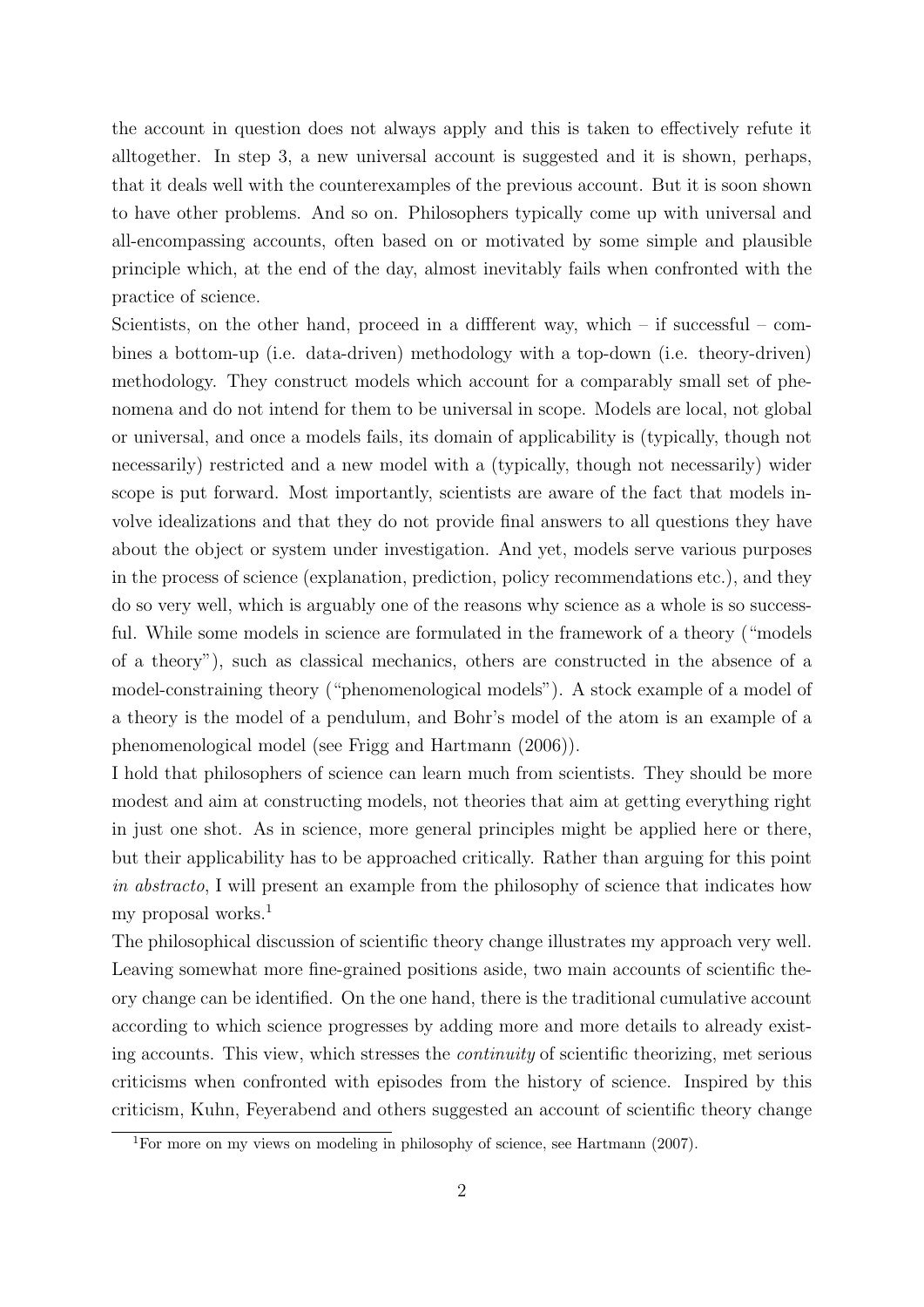the account in question does not always apply and this is taken to effectively refute it alltogether. In step 3, a new universal account is suggested and it is shown, perhaps, that it deals well with the counterexamples of the previous account. But it is soon shown to have other problems. And so on. Philosophers typically come up with universal and all-encompassing accounts, often based on or motivated by some simple and plausible principle which, at the end of the day, almost inevitably fails when confronted with the practice of science.

Scientists, on the other hand, proceed in a diffferent way, which – if successful – combines a bottom-up (i.e. data-driven) methodology with a top-down (i.e. theory-driven) methodology. They construct models which account for a comparably small set of phenomena and do not intend for them to be universal in scope. Models are local, not global or universal, and once a models fails, its domain of applicability is (typically, though not necessarily) restricted and a new model with a (typically, though not necessarily) wider scope is put forward. Most importantly, scientists are aware of the fact that models involve idealizations and that they do not provide final answers to all questions they have about the object or system under investigation. And yet, models serve various purposes in the process of science (explanation, prediction, policy recommendations etc.), and they do so very well, which is arguably one of the reasons why science as a whole is so successful. While some models in science are formulated in the framework of a theory ("models of a theory"), such as classical mechanics, others are constructed in the absence of a model-constraining theory ("phenomenological models"). A stock example of a model of a theory is the model of a pendulum, and Bohr's model of the atom is an example of a phenomenological model (see Frigg and Hartmann (2006)).

I hold that philosophers of science can learn much from scientists. They should be more modest and aim at constructing models, not theories that aim at getting everything right in just one shot. As in science, more general principles might be applied here or there, but their applicability has to be approached critically. Rather than arguing for this point *in abstracto*, I will present an example from the philosophy of science that indicates how my proposal works.[1]

The philosophical discussion of scientific theory change illustrates my approach very well. Leaving somewhat more fine-grained positions aside, two main accounts of scientific theory change can be identified. On the one hand, there is the traditional cumulative account according to which science progresses by adding more and more details to already existing accounts. This view, which stresses the *continuity* of scientific theorizing, met serious criticisms when confronted with episodes from the history of science. Inspired by this criticism, Kuhn, Feyerabend and others suggested an account of scientific theory change

[1] For more on my views on modeling in philosophy of science, see Hartmann (2007).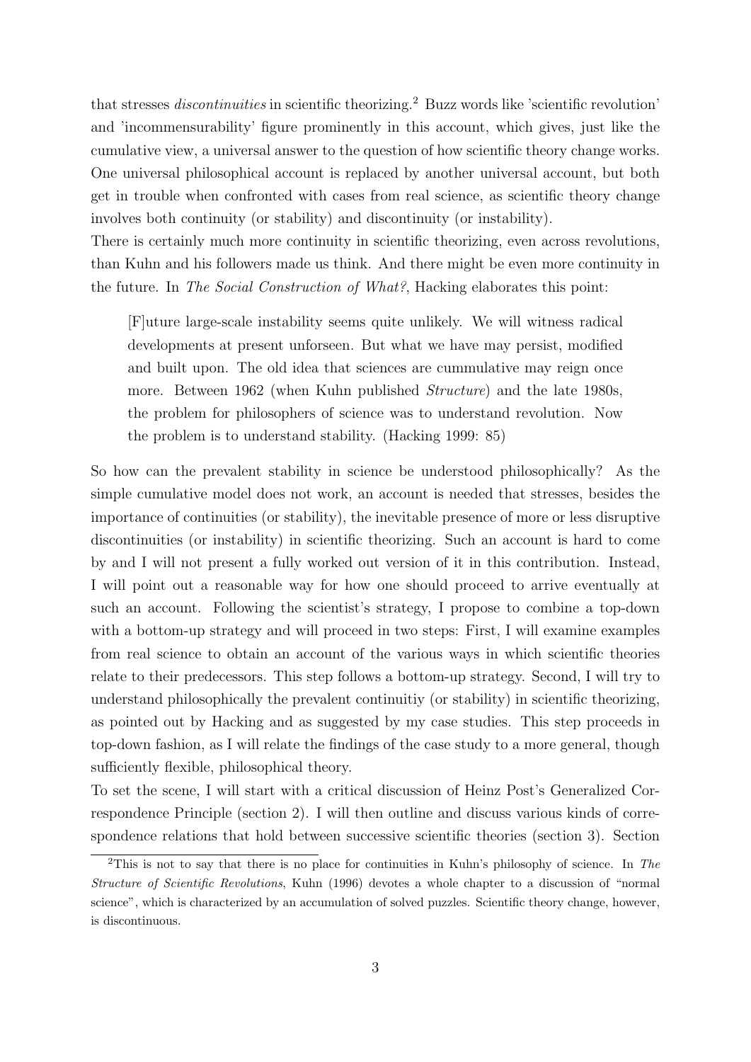that stresses *discontinuities* in scientific theorizing.[2] Buzz words like 'scientific revolution' and 'incommensurability' figure prominently in this account, which gives, just like the cumulative view, a universal answer to the question of how scientific theory change works. One universal philosophical account is replaced by another universal account, but both get in trouble when confronted with cases from real science, as scientific theory change involves both continuity (or stability) and discontinuity (or instability).

There is certainly much more continuity in scientific theorizing, even across revolutions, than Kuhn and his followers made us think. And there might be even more continuity in the future. In *The Social Construction of What?*, Hacking elaborates this point:

> [F]uture large-scale instability seems quite unlikely. We will witness radical developments at present unforseen. But what we have may persist, modified and built upon. The old idea that sciences are cummulative may reign once more. Between 1962 (when Kuhn published *Structure*) and the late 1980s, the problem for philosophers of science was to understand revolution. Now the problem is to understand stability. (Hacking 1999: 85)

So how can the prevalent stability in science be understood philosophically? As the simple cumulative model does not work, an account is needed that stresses, besides the importance of continuities (or stability), the inevitable presence of more or less disruptive discontinuities (or instability) in scientific theorizing. Such an account is hard to come by and I will not present a fully worked out version of it in this contribution. Instead, I will point out a reasonable way for how one should proceed to arrive eventually at such an account. Following the scientist's strategy, I propose to combine a top-down with a bottom-up strategy and will proceed in two steps: First, I will examine examples from real science to obtain an account of the various ways in which scientific theories relate to their predecessors. This step follows a bottom-up strategy. Second, I will try to understand philosophically the prevalent continuitiy (or stability) in scientific theorizing, as pointed out by Hacking and as suggested by my case studies. This step proceeds in top-down fashion, as I will relate the findings of the case study to a more general, though sufficiently flexible, philosophical theory.

To set the scene, I will start with a critical discussion of Heinz Post's Generalized Correspondence Principle (section 2). I will then outline and discuss various kinds of correspondence relations that hold between successive scientific theories (section 3). Section

[2] This is not to say that there is no place for continuities in Kuhn's philosophy of science. In *The Structure of Scientific Revolutions*, Kuhn (1996) devotes a whole chapter to a discussion of "normal science", which is characterized by an accumulation of solved puzzles. Scientific theory change, however, is discontinuous.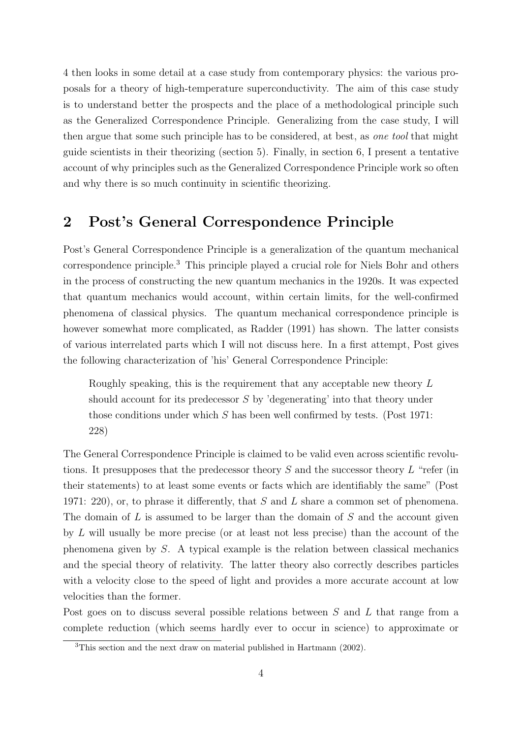4 then looks in some detail at a case study from contemporary physics: the various proposals for a theory of high-temperature superconductivity. The aim of this case study is to understand better the prospects and the place of a methodological principle such as the Generalized Correspondence Principle. Generalizing from the case study, I will then argue that some such principle has to be considered, at best, as *one tool* that might guide scientists in their theorizing (section 5). Finally, in section 6, I present a tentative account of why principles such as the Generalized Correspondence Principle work so often and why there is so much continuity in scientific theorizing.

## 2 Post's General Correspondence Principle

Post's General Correspondence Principle is a generalization of the quantum mechanical correspondence principle.[3] This principle played a crucial role for Niels Bohr and others in the process of constructing the new quantum mechanics in the 1920s. It was expected that quantum mechanics would account, within certain limits, for the well-confirmed phenomena of classical physics. The quantum mechanical correspondence principle is however somewhat more complicated, as Radder (1991) has shown. The latter consists of various interrelated parts which I will not discuss here. In a first attempt, Post gives the following characterization of 'his' General Correspondence Principle:

> Roughly speaking, this is the requirement that any acceptable new theory $L$ should account for its predecessor $S$ by 'degenerating' into that theory under those conditions under which $S$ has been well confirmed by tests. (Post 1971: 228)

The General Correspondence Principle is claimed to be valid even across scientific revolutions. It presupposes that the predecessor theory $S$ and the successor theory $L$ "refer (in their statements) to at least some events or facts which are identifiably the same" (Post 1971: 220), or, to phrase it differently, that $S$ and $L$ share a common set of phenomena. The domain of $L$ is assumed to be larger than the domain of $S$ and the account given by $L$ will usually be more precise (or at least not less precise) than the account of the phenomena given by $S$. A typical example is the relation between classical mechanics and the special theory of relativity. The latter theory also correctly describes particles with a velocity close to the speed of light and provides a more accurate account at low velocities than the former.

Post goes on to discuss several possible relations between $S$ and $L$ that range from a complete reduction (which seems hardly ever to occur in science) to approximate or

[3] This section and the next draw on material published in Hartmann (2002).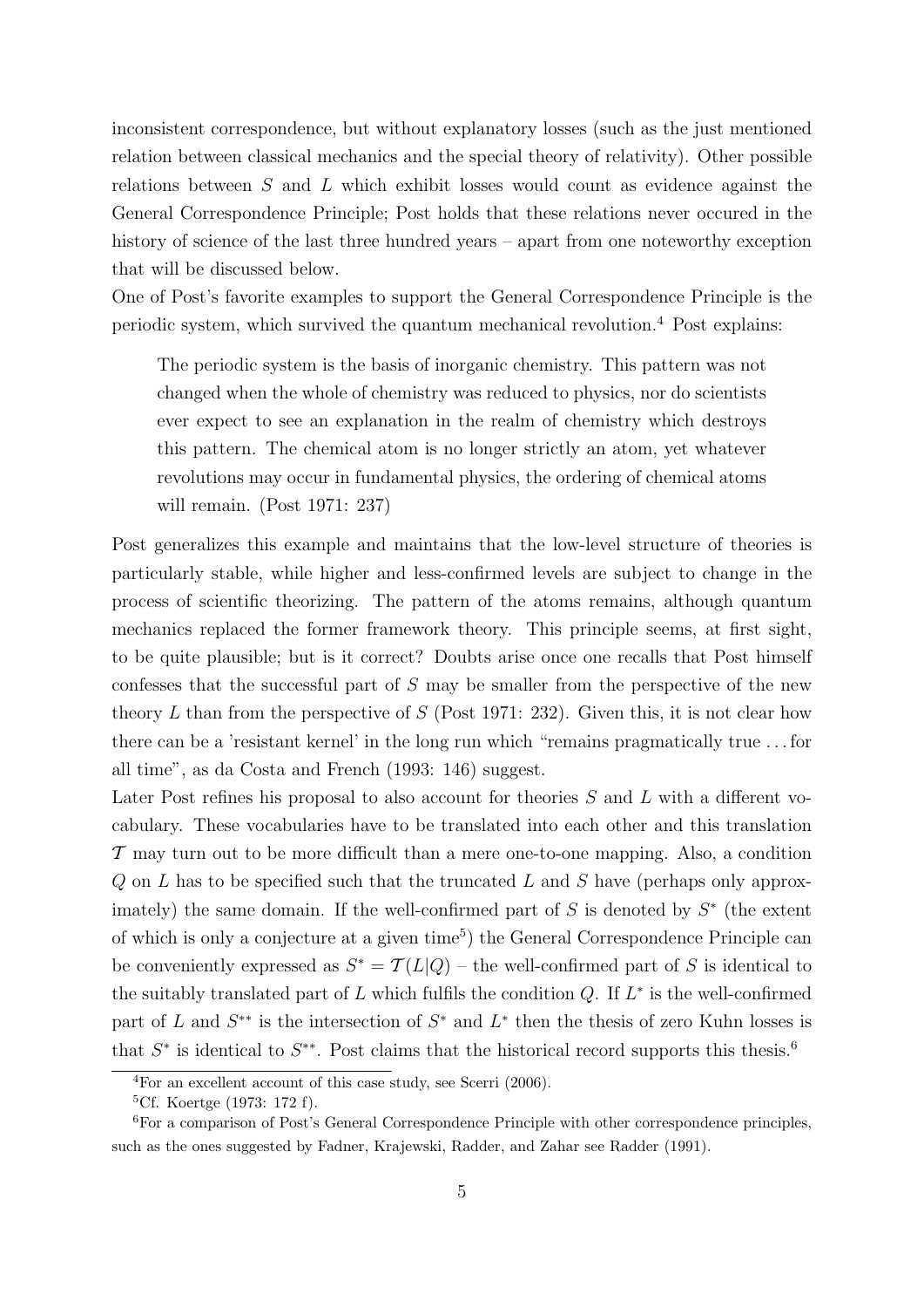inconsistent correspondence, but without explanatory losses (such as the just mentioned relation between classical mechanics and the special theory of relativity). Other possible relations between $S$ and $L$ which exhibit losses would count as evidence against the General Correspondence Principle; Post holds that these relations never occured in the history of science of the last three hundred years – apart from one noteworthy exception that will be discussed below.

One of Post's favorite examples to support the General Correspondence Principle is the periodic system, which survived the quantum mechanical revolution.[4] Post explains:

> The periodic system is the basis of inorganic chemistry. This pattern was not changed when the whole of chemistry was reduced to physics, nor do scientists ever expect to see an explanation in the realm of chemistry which destroys this pattern. The chemical atom is no longer strictly an atom, yet whatever revolutions may occur in fundamental physics, the ordering of chemical atoms will remain. (Post 1971: 237)

Post generalizes this example and maintains that the low-level structure of theories is particularly stable, while higher and less-confirmed levels are subject to change in the process of scientific theorizing. The pattern of the atoms remains, although quantum mechanics replaced the former framework theory. This principle seems, at first sight, to be quite plausible; but is it correct? Doubts arise once one recalls that Post himself confesses that the successful part of $S$ may be smaller from the perspective of the new theory $L$ than from the perspective of $S$ (Post 1971: 232). Given this, it is not clear how there can be a 'resistant kernel' in the long run which "remains pragmatically true ... for all time", as da Costa and French (1993: 146) suggest.

Later Post refines his proposal to also account for theories $S$ and $L$ with a different vocabulary. These vocabularies have to be translated into each other and this translation $\mathcal{T}$ may turn out to be more difficult than a mere one-to-one mapping. Also, a condition $Q$ on $L$ has to be specified such that the truncated $L$ and $S$ have (perhaps only approximately) the same domain. If the well-confirmed part of $S$ is denoted by $S^*$ (the extent of which is only a conjecture at a given time[5]) the General Correspondence Principle can be conveniently expressed as $S^* = \mathcal{T}(L|Q)$ – the well-confirmed part of $S$ is identical to the suitably translated part of $L$ which fulfils the condition $Q$. If $L^*$ is the well-confirmed part of $L$ and $S^{**}$ is the intersection of $S^*$ and $L^*$ then the thesis of zero Kuhn losses is that $S^*$ is identical to $S^{**}$. Post claims that the historical record supports this thesis.[6]

[4] For an excellent account of this case study, see Scerri (2006).

[5] Cf. Koertge (1973: 172 f).

[6] For a comparison of Post's General Correspondence Principle with other correspondence principles, such as the ones suggested by Fadner, Krajewski, Radder, and Zahar see Radder (1991).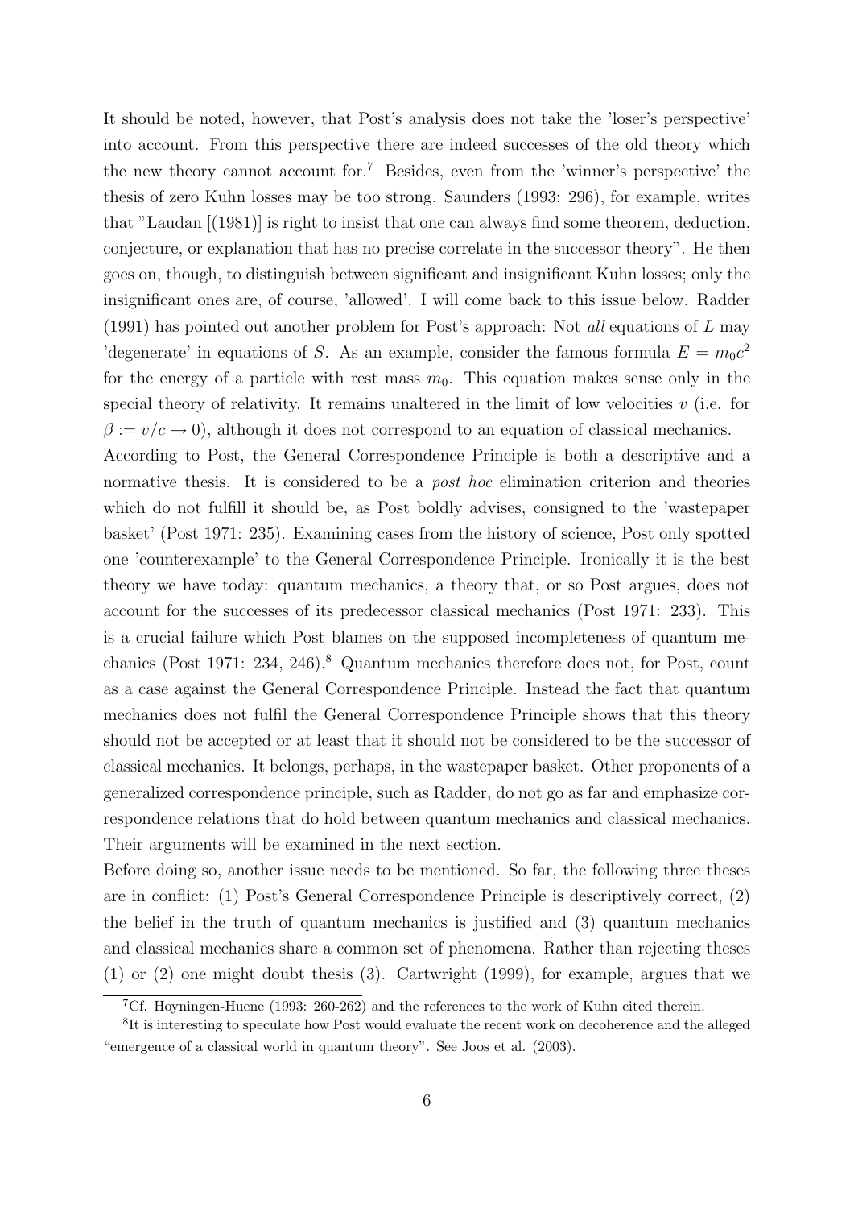It should be noted, however, that Post's analysis does not take the 'loser's perspective' into account. From this perspective there are indeed successes of the old theory which the new theory cannot account for.[7] Besides, even from the 'winner's perspective' the thesis of zero Kuhn losses may be too strong. Saunders (1993: 296), for example, writes that "Laudan [(1981)] is right to insist that one can always find some theorem, deduction, conjecture, or explanation that has no precise correlate in the successor theory". He then goes on, though, to distinguish between significant and insignificant Kuhn losses; only the insignificant ones are, of course, 'allowed'. I will come back to this issue below. Radder (1991) has pointed out another problem for Post's approach: Not *all* equations of $L$ may 'degenerate' in equations of $S$. As an example, consider the famous formula $E = m_0c^2$ for the energy of a particle with rest mass $m_0$. This equation makes sense only in the special theory of relativity. It remains unaltered in the limit of low velocities $v$ (i.e. for $\beta := v/c \rightarrow 0$), although it does not correspond to an equation of classical mechanics.

According to Post, the General Correspondence Principle is both a descriptive and a normative thesis. It is considered to be a *post hoc* elimination criterion and theories which do not fulfill it should be, as Post boldly advises, consigned to the 'wastepaper basket' (Post 1971: 235). Examining cases from the history of science, Post only spotted one 'counterexample' to the General Correspondence Principle. Ironically it is the best theory we have today: quantum mechanics, a theory that, or so Post argues, does not account for the successes of its predecessor classical mechanics (Post 1971: 233). This is a crucial failure which Post blames on the supposed incompleteness of quantum mechanics (Post 1971: 234, 246).[8] Quantum mechanics therefore does not, for Post, count as a case against the General Correspondence Principle. Instead the fact that quantum mechanics does not fulfil the General Correspondence Principle shows that this theory should not be accepted or at least that it should not be considered to be the successor of classical mechanics. It belongs, perhaps, in the wastepaper basket. Other proponents of a generalized correspondence principle, such as Radder, do not go as far and emphasize correspondence relations that do hold between quantum mechanics and classical mechanics. Their arguments will be examined in the next section.

Before doing so, another issue needs to be mentioned. So far, the following three theses are in conflict: (1) Post's General Correspondence Principle is descriptively correct, (2) the belief in the truth of quantum mechanics is justified and (3) quantum mechanics and classical mechanics share a common set of phenomena. Rather than rejecting theses (1) or (2) one might doubt thesis (3). Cartwright (1999), for example, argues that we

[7] Cf. Hoyningen-Huene (1993: 260-262) and the references to the work of Kuhn cited therein.

[8] It is interesting to speculate how Post would evaluate the recent work on decoherence and the alleged "emergence of a classical world in quantum theory". See Joos et al. (2003).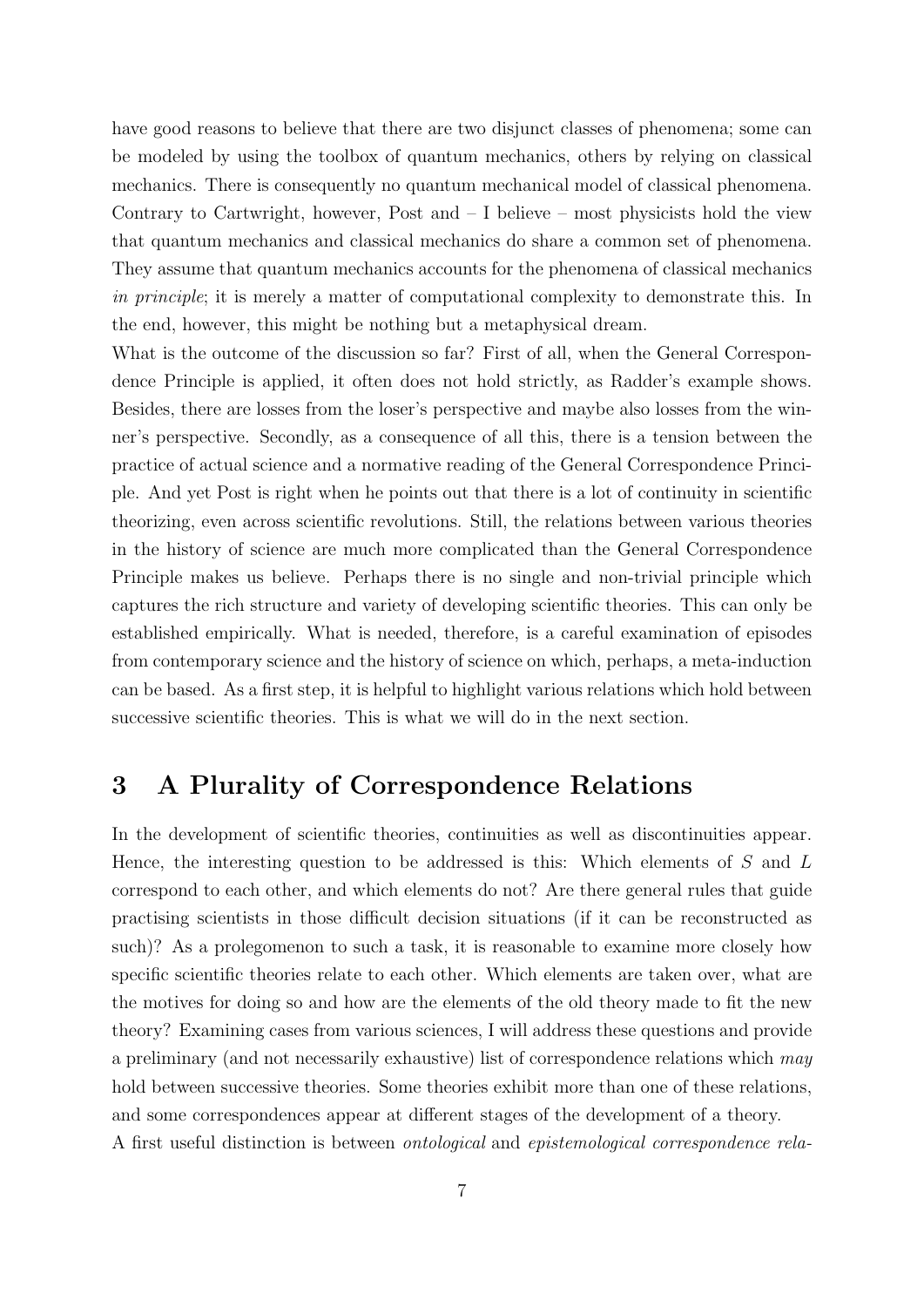have good reasons to believe that there are two disjunct classes of phenomena; some can be modeled by using the toolbox of quantum mechanics, others by relying on classical mechanics. There is consequently no quantum mechanical model of classical phenomena. Contrary to Cartwright, however, Post and – I believe – most physicists hold the view that quantum mechanics and classical mechanics do share a common set of phenomena. They assume that quantum mechanics accounts for the phenomena of classical mechanics *in principle*; it is merely a matter of computational complexity to demonstrate this. In the end, however, this might be nothing but a metaphysical dream.

What is the outcome of the discussion so far? First of all, when the General Correspondence Principle is applied, it often does not hold strictly, as Radder's example shows. Besides, there are losses from the loser's perspective and maybe also losses from the winner's perspective. Secondly, as a consequence of all this, there is a tension between the practice of actual science and a normative reading of the General Correspondence Principle. And yet Post is right when he points out that there is a lot of continuity in scientific theorizing, even across scientific revolutions. Still, the relations between various theories in the history of science are much more complicated than the General Correspondence Principle makes us believe. Perhaps there is no single and non-trivial principle which captures the rich structure and variety of developing scientific theories. This can only be established empirically. What is needed, therefore, is a careful examination of episodes from contemporary science and the history of science on which, perhaps, a meta-induction can be based. As a first step, it is helpful to highlight various relations which hold between successive scientific theories. This is what we will do in the next section.

## 3 A Plurality of Correspondence Relations

In the development of scientific theories, continuities as well as discontinuities appear. Hence, the interesting question to be addressed is this: Which elements of $S$ and $L$ correspond to each other, and which elements do not? Are there general rules that guide practising scientists in those difficult decision situations (if it can be reconstructed as such)? As a prolegomenon to such a task, it is reasonable to examine more closely how specific scientific theories relate to each other. Which elements are taken over, what are the motives for doing so and how are the elements of the old theory made to fit the new theory? Examining cases from various sciences, I will address these questions and provide a preliminary (and not necessarily exhaustive) list of correspondence relations which *may* hold between successive theories. Some theories exhibit more than one of these relations, and some correspondences appear at different stages of the development of a theory.

A first useful distinction is between *ontological* and *epistemological correspondence rela-*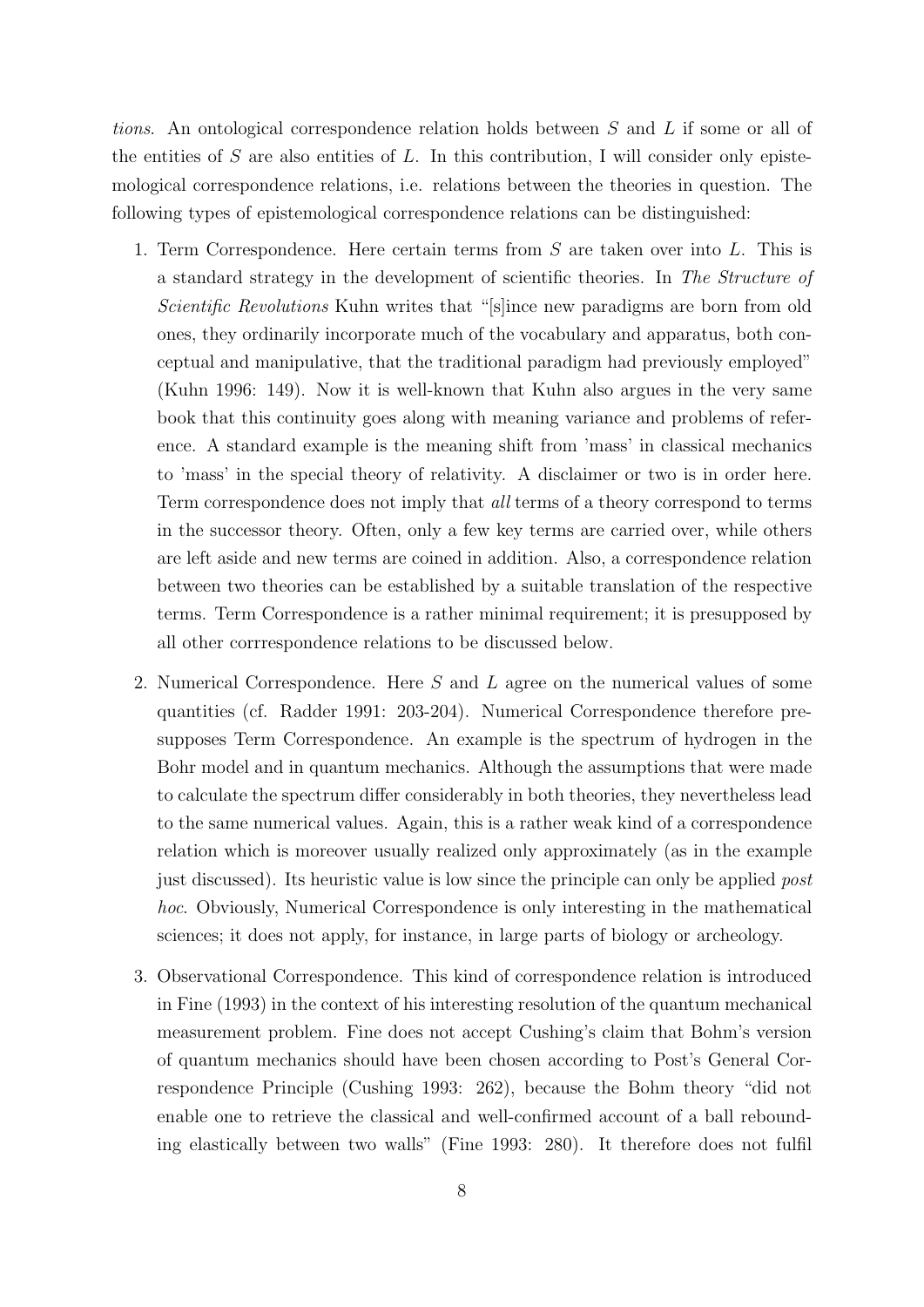*tions*. An ontological correspondence relation holds between $S$ and $L$ if some or all of the entities of $S$ are also entities of $L$. In this contribution, I will consider only epistemological correspondence relations, i.e. relations between the theories in question. The following types of epistemological correspondence relations can be distinguished:

1. Term Correspondence. Here certain terms from $S$ are taken over into $L$. This is a standard strategy in the development of scientific theories. In *The Structure of Scientific Revolutions* Kuhn writes that "[s]ince new paradigms are born from old ones, they ordinarily incorporate much of the vocabulary and apparatus, both conceptual and manipulative, that the traditional paradigm had previously employed" (Kuhn 1996: 149). Now it is well-known that Kuhn also argues in the very same book that this continuity goes along with meaning variance and problems of reference. A standard example is the meaning shift from 'mass' in classical mechanics to 'mass' in the special theory of relativity. A disclaimer or two is in order here. Term correspondence does not imply that *all* terms of a theory correspond to terms in the successor theory. Often, only a few key terms are carried over, while others are left aside and new terms are coined in addition. Also, a correspondence relation between two theories can be established by a suitable translation of the respective terms. Term Correspondence is a rather minimal requirement; it is presupposed by all other corrrespondence relations to be discussed below.

2. Numerical Correspondence. Here $S$ and $L$ agree on the numerical values of some quantities (cf. Radder 1991: 203-204). Numerical Correspondence therefore presupposes Term Correspondence. An example is the spectrum of hydrogen in the Bohr model and in quantum mechanics. Although the assumptions that were made to calculate the spectrum differ considerably in both theories, they nevertheless lead to the same numerical values. Again, this is a rather weak kind of a correspondence relation which is moreover usually realized only approximately (as in the example just discussed). Its heuristic value is low since the principle can only be applied *post hoc*. Obviously, Numerical Correspondence is only interesting in the mathematical sciences; it does not apply, for instance, in large parts of biology or archeology.

3. Observational Correspondence. This kind of correspondence relation is introduced in Fine (1993) in the context of his interesting resolution of the quantum mechanical measurement problem. Fine does not accept Cushing's claim that Bohm's version of quantum mechanics should have been chosen according to Post's General Correspondence Principle (Cushing 1993: 262), because the Bohm theory "did not enable one to retrieve the classical and well-confirmed account of a ball rebounding elastically between two walls" (Fine 1993: 280). It therefore does not fulfil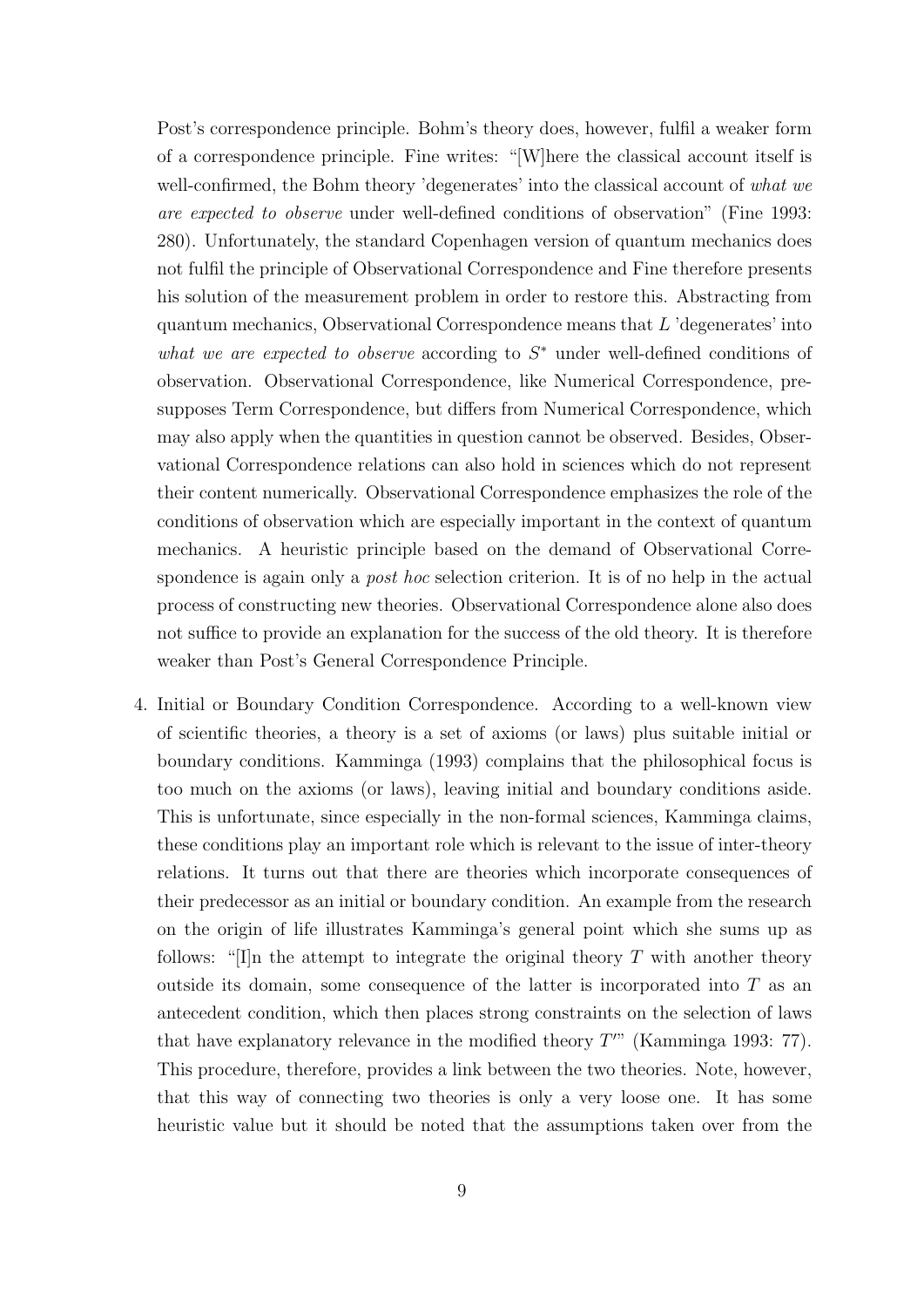Post's correspondence principle. Bohm's theory does, however, fulfil a weaker form of a correspondence principle. Fine writes: "[W]here the classical account itself is well-confirmed, the Bohm theory 'degenerates' into the classical account of *what we are expected to observe* under well-defined conditions of observation" (Fine 1993: 280). Unfortunately, the standard Copenhagen version of quantum mechanics does not fulfil the principle of Observational Correspondence and Fine therefore presents his solution of the measurement problem in order to restore this. Abstracting from quantum mechanics, Observational Correspondence means that $L$ 'degenerates' into *what we are expected to observe* according to $S^*$ under well-defined conditions of observation. Observational Correspondence, like Numerical Correspondence, presupposes Term Correspondence, but differs from Numerical Correspondence, which may also apply when the quantities in question cannot be observed. Besides, Observational Correspondence relations can also hold in sciences which do not represent their content numerically. Observational Correspondence emphasizes the role of the conditions of observation which are especially important in the context of quantum mechanics. A heuristic principle based on the demand of Observational Correspondence is again only a *post hoc* selection criterion. It is of no help in the actual process of constructing new theories. Observational Correspondence alone also does not suffice to provide an explanation for the success of the old theory. It is therefore weaker than Post's General Correspondence Principle.

4. Initial or Boundary Condition Correspondence. According to a well-known view of scientific theories, a theory is a set of axioms (or laws) plus suitable initial or boundary conditions. Kamminga (1993) complains that the philosophical focus is too much on the axioms (or laws), leaving initial and boundary conditions aside. This is unfortunate, since especially in the non-formal sciences, Kamminga claims, these conditions play an important role which is relevant to the issue of inter-theory relations. It turns out that there are theories which incorporate consequences of their predecessor as an initial or boundary condition. An example from the research on the origin of life illustrates Kamminga's general point which she sums up as follows: "[I]n the attempt to integrate the original theory $T$ with another theory outside its domain, some consequence of the latter is incorporated into $T$ as an antecedent condition, which then places strong constraints on the selection of laws that have explanatory relevance in the modified theory $T'$" (Kamminga 1993: 77). This procedure, therefore, provides a link between the two theories. Note, however, that this way of connecting two theories is only a very loose one. It has some heuristic value but it should be noted that the assumptions taken over from the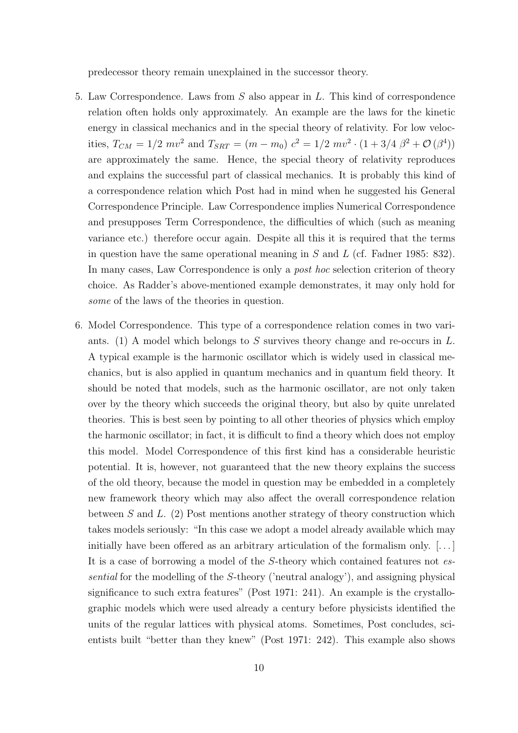predecessor theory remain unexplained in the successor theory.

5. Law Correspondence. Laws from $S$ also appear in $L$. This kind of correspondence relation often holds only approximately. An example are the laws for the kinetic energy in classical mechanics and in the special theory of relativity. For low velocities, $T_{CM} = 1/2\ mv^2$ and $T_{SRT} = (m - m_0)\ c^2 = 1/2\ mv^2 \cdot (1 + 3/4\ \beta^2 + \mathcal{O}(\beta^4))$ are approximately the same. Hence, the special theory of relativity reproduces and explains the successful part of classical mechanics. It is probably this kind of a correspondence relation which Post had in mind when he suggested his General Correspondence Principle. Law Correspondence implies Numerical Correspondence and presupposes Term Correspondence, the difficulties of which (such as meaning variance etc.) therefore occur again. Despite all this it is required that the terms in question have the same operational meaning in $S$ and $L$ (cf. Fadner 1985: 832). In many cases, Law Correspondence is only a *post hoc* selection criterion of theory choice. As Radder's above-mentioned example demonstrates, it may only hold for *some* of the laws of the theories in question.

6. Model Correspondence. This type of a correspondence relation comes in two variants. (1) A model which belongs to $S$ survives theory change and re-occurs in $L$. A typical example is the harmonic oscillator which is widely used in classical mechanics, but is also applied in quantum mechanics and in quantum field theory. It should be noted that models, such as the harmonic oscillator, are not only taken over by the theory which succeeds the original theory, but also by quite unrelated theories. This is best seen by pointing to all other theories of physics which employ the harmonic oscillator; in fact, it is difficult to find a theory which does not employ this model. Model Correspondence of this first kind has a considerable heuristic potential. It is, however, not guaranteed that the new theory explains the success of the old theory, because the model in question may be embedded in a completely new framework theory which may also affect the overall correspondence relation between $S$ and $L$. (2) Post mentions another strategy of theory construction which takes models seriously: "In this case we adopt a model already available which may initially have been offered as an arbitrary articulation of the formalism only. [...] It is a case of borrowing a model of the $S$-theory which contained features not *essential* for the modelling of the $S$-theory ('neutral analogy'), and assigning physical significance to such extra features" (Post 1971: 241). An example is the crystallographic models which were used already a century before physicists identified the units of the regular lattices with physical atoms. Sometimes, Post concludes, scientists built "better than they knew" (Post 1971: 242). This example also shows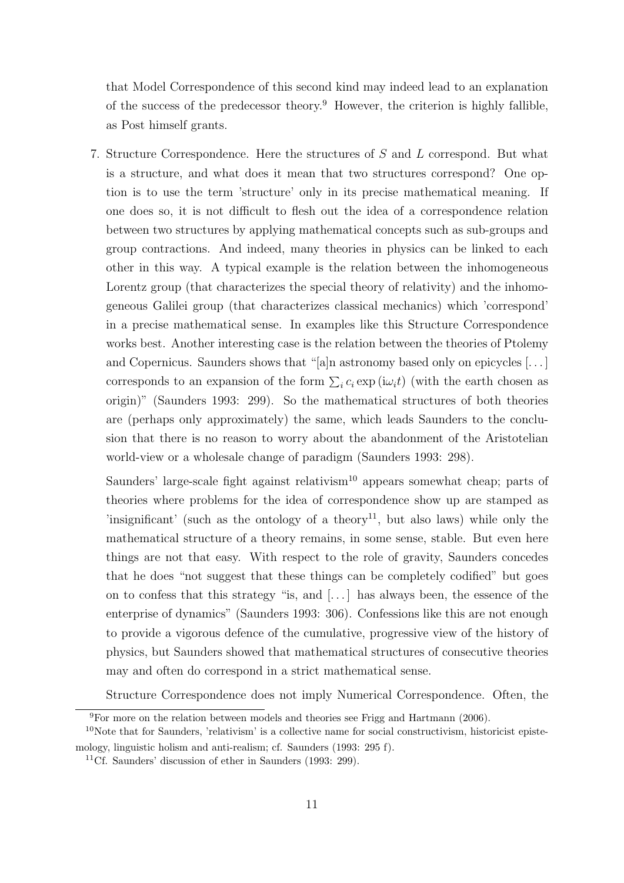that Model Correspondence of this second kind may indeed lead to an explanation of the success of the predecessor theory.[9] However, the criterion is highly fallible, as Post himself grants.

7. Structure Correspondence. Here the structures of $S$ and $L$ correspond. But what is a structure, and what does it mean that two structures correspond? One option is to use the term 'structure' only in its precise mathematical meaning. If one does so, it is not difficult to flesh out the idea of a correspondence relation between two structures by applying mathematical concepts such as sub-groups and group contractions. And indeed, many theories in physics can be linked to each other in this way. A typical example is the relation between the inhomogeneous Lorentz group (that characterizes the special theory of relativity) and the inhomogeneous Galilei group (that characterizes classical mechanics) which 'correspond' in a precise mathematical sense. In examples like this Structure Correspondence works best. Another interesting case is the relation between the theories of Ptolemy and Copernicus. Saunders shows that "[a]n astronomy based only on epicycles [...] corresponds to an expansion of the form $\sum_i c_i \exp(i\omega_i t)$ (with the earth chosen as origin)" (Saunders 1993: 299). So the mathematical structures of both theories are (perhaps only approximately) the same, which leads Saunders to the conclusion that there is no reason to worry about the abandonment of the Aristotelian world-view or a wholesale change of paradigm (Saunders 1993: 298).

   Saunders' large-scale fight against relativism[10] appears somewhat cheap; parts of theories where problems for the idea of correspondence show up are stamped as 'insignificant' (such as the ontology of a theory[11], but also laws) while only the mathematical structure of a theory remains, in some sense, stable. But even here things are not that easy. With respect to the role of gravity, Saunders concedes that he does "not suggest that these things can be completely codified" but goes on to confess that this strategy "is, and [...] has always been, the essence of the enterprise of dynamics" (Saunders 1993: 306). Confessions like this are not enough to provide a vigorous defence of the cumulative, progressive view of the history of physics, but Saunders showed that mathematical structures of consecutive theories may and often do correspond in a strict mathematical sense.

   Structure Correspondence does not imply Numerical Correspondence. Often, the

[9] For more on the relation between models and theories see Frigg and Hartmann (2006).

[10] Note that for Saunders, 'relativism' is a collective name for social constructivism, historicist epistemology, linguistic holism and anti-realism; cf. Saunders (1993: 295 f).

[11] Cf. Saunders' discussion of ether in Saunders (1993: 299).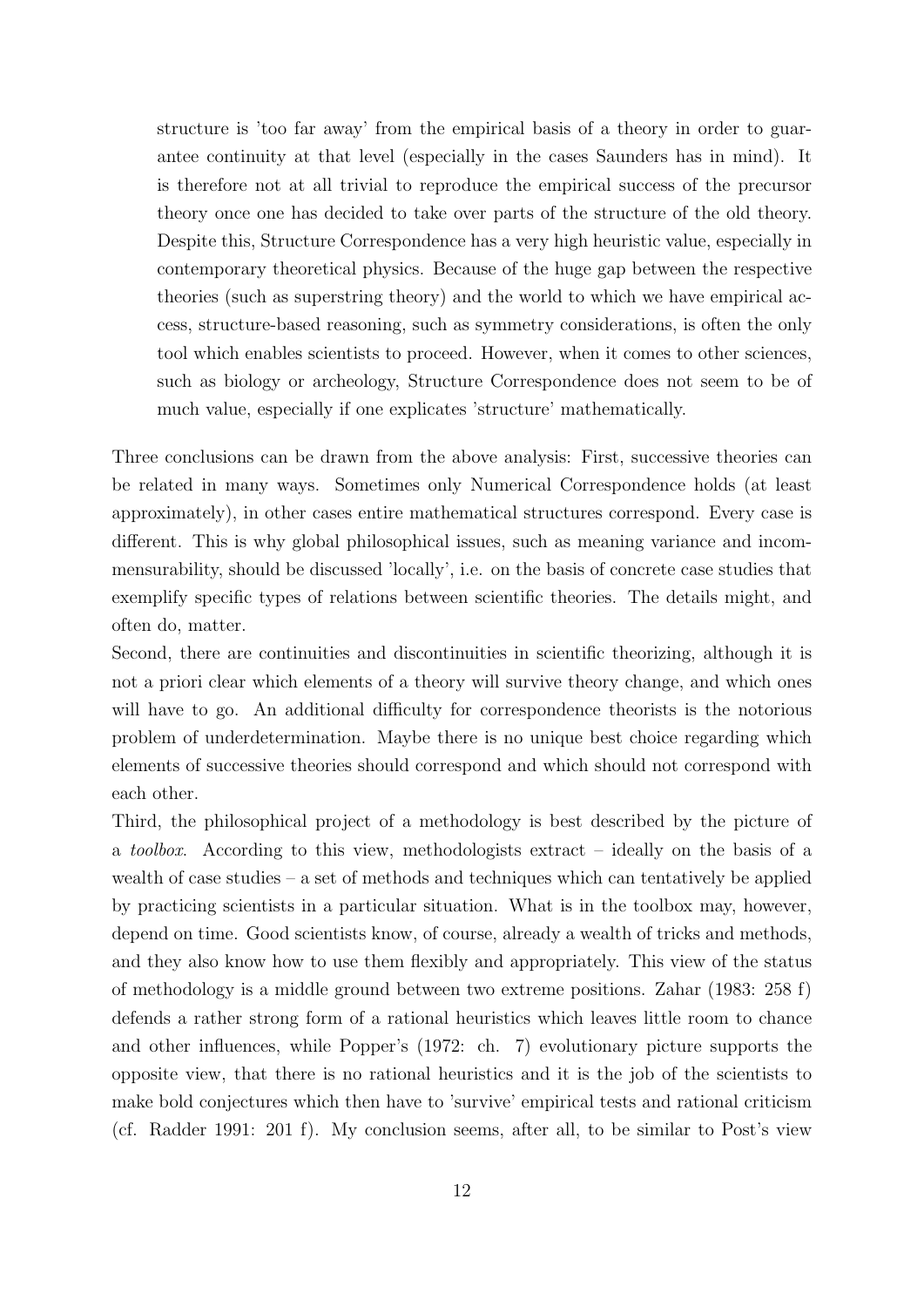structure is 'too far away' from the empirical basis of a theory in order to guarantee continuity at that level (especially in the cases Saunders has in mind). It is therefore not at all trivial to reproduce the empirical success of the precursor theory once one has decided to take over parts of the structure of the old theory. Despite this, Structure Correspondence has a very high heuristic value, especially in contemporary theoretical physics. Because of the huge gap between the respective theories (such as superstring theory) and the world to which we have empirical access, structure-based reasoning, such as symmetry considerations, is often the only tool which enables scientists to proceed. However, when it comes to other sciences, such as biology or archeology, Structure Correspondence does not seem to be of much value, especially if one explicates 'structure' mathematically.

Three conclusions can be drawn from the above analysis: First, successive theories can be related in many ways. Sometimes only Numerical Correspondence holds (at least approximately), in other cases entire mathematical structures correspond. Every case is different. This is why global philosophical issues, such as meaning variance and incommensurability, should be discussed 'locally', i.e. on the basis of concrete case studies that exemplify specific types of relations between scientific theories. The details might, and often do, matter.

Second, there are continuities and discontinuities in scientific theorizing, although it is not a priori clear which elements of a theory will survive theory change, and which ones will have to go. An additional difficulty for correspondence theorists is the notorious problem of underdetermination. Maybe there is no unique best choice regarding which elements of successive theories should correspond and which should not correspond with each other.

Third, the philosophical project of a methodology is best described by the picture of a *toolbox*. According to this view, methodologists extract – ideally on the basis of a wealth of case studies – a set of methods and techniques which can tentatively be applied by practicing scientists in a particular situation. What is in the toolbox may, however, depend on time. Good scientists know, of course, already a wealth of tricks and methods, and they also know how to use them flexibly and appropriately. This view of the status of methodology is a middle ground between two extreme positions. Zahar (1983: 258 f) defends a rather strong form of a rational heuristics which leaves little room to chance and other influences, while Popper's (1972: ch. 7) evolutionary picture supports the opposite view, that there is no rational heuristics and it is the job of the scientists to make bold conjectures which then have to 'survive' empirical tests and rational criticism (cf. Radder 1991: 201 f). My conclusion seems, after all, to be similar to Post's view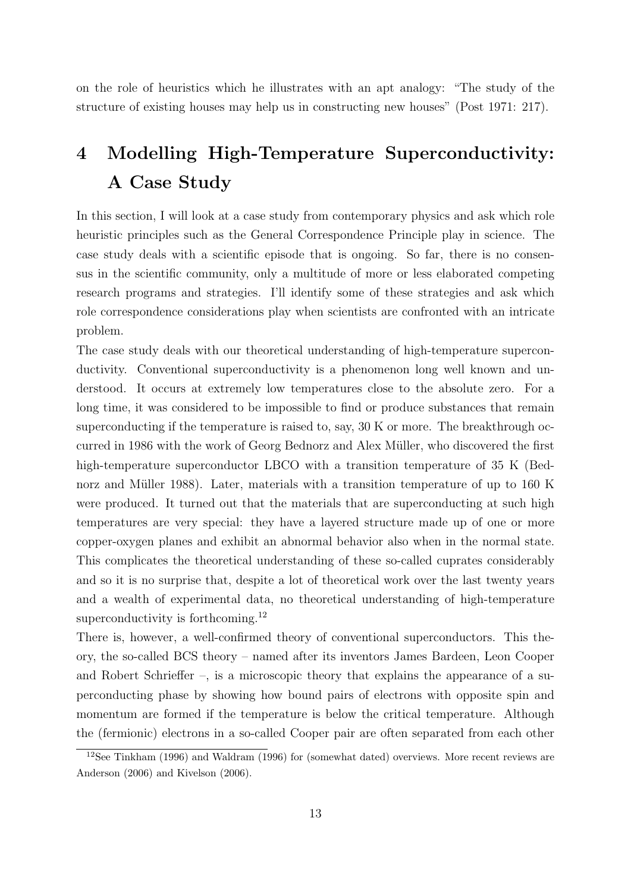on the role of heuristics which he illustrates with an apt analogy: "The study of the structure of existing houses may help us in constructing new houses" (Post 1971: 217).

# 4 Modelling High-Temperature Superconductivity: A Case Study

In this section, I will look at a case study from contemporary physics and ask which role heuristic principles such as the General Correspondence Principle play in science. The case study deals with a scientific episode that is ongoing. So far, there is no consensus in the scientific community, only a multitude of more or less elaborated competing research programs and strategies. I'll identify some of these strategies and ask which role correspondence considerations play when scientists are confronted with an intricate problem.

The case study deals with our theoretical understanding of high-temperature superconductivity. Conventional superconductivity is a phenomenon long well known and understood. It occurs at extremely low temperatures close to the absolute zero. For a long time, it was considered to be impossible to find or produce substances that remain superconducting if the temperature is raised to, say, 30 K or more. The breakthrough occurred in 1986 with the work of Georg Bednorz and Alex Müller, who discovered the first high-temperature superconductor LBCO with a transition temperature of 35 K (Bednorz and Müller 1988). Later, materials with a transition temperature of up to 160 K were produced. It turned out that the materials that are superconducting at such high temperatures are very special: they have a layered structure made up of one or more copper-oxygen planes and exhibit an abnormal behavior also when in the normal state. This complicates the theoretical understanding of these so-called cuprates considerably and so it is no surprise that, despite a lot of theoretical work over the last twenty years and a wealth of experimental data, no theoretical understanding of high-temperature superconductivity is forthcoming.[12]

There is, however, a well-confirmed theory of conventional superconductors. This theory, the so-called BCS theory – named after its inventors James Bardeen, Leon Cooper and Robert Schrieffer –, is a microscopic theory that explains the appearance of a superconducting phase by showing how bound pairs of electrons with opposite spin and momentum are formed if the temperature is below the critical temperature. Although the (fermionic) electrons in a so-called Cooper pair are often separated from each other

[12] See Tinkham (1996) and Waldram (1996) for (somewhat dated) overviews. More recent reviews are Anderson (2006) and Kivelson (2006).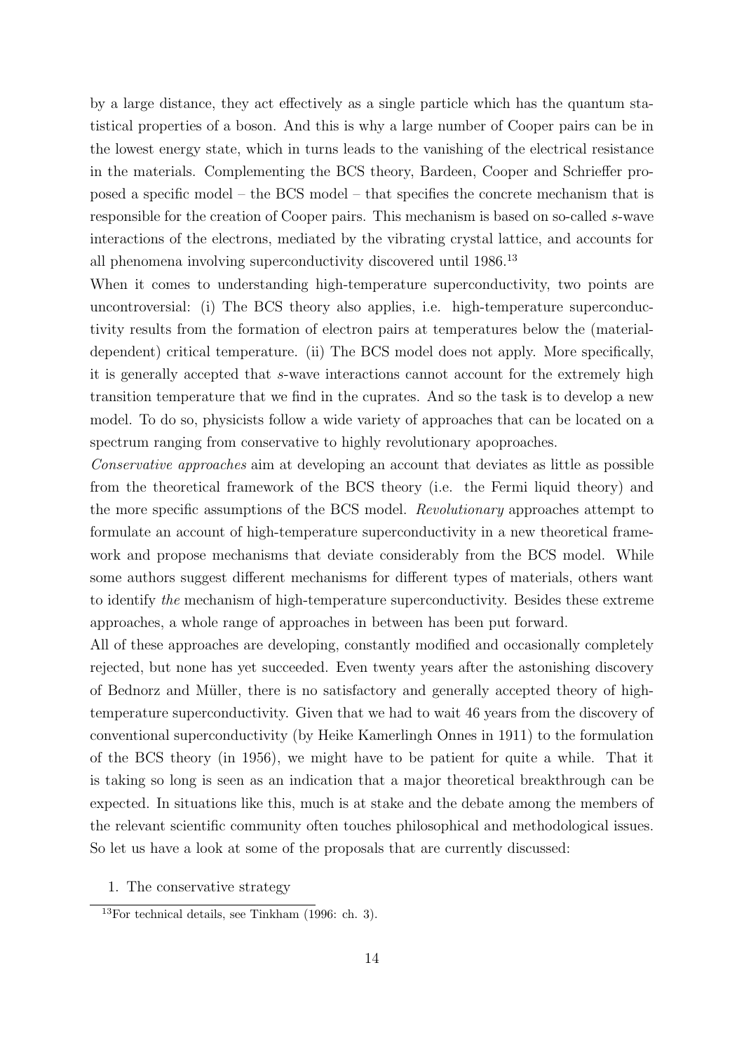by a large distance, they act effectively as a single particle which has the quantum statistical properties of a boson. And this is why a large number of Cooper pairs can be in the lowest energy state, which in turns leads to the vanishing of the electrical resistance in the materials. Complementing the BCS theory, Bardeen, Cooper and Schrieffer proposed a specific model – the BCS model – that specifies the concrete mechanism that is responsible for the creation of Cooper pairs. This mechanism is based on so-called *s*-wave interactions of the electrons, mediated by the vibrating crystal lattice, and accounts for all phenomena involving superconductivity discovered until 1986.[13]

When it comes to understanding high-temperature superconductivity, two points are uncontroversial: (i) The BCS theory also applies, i.e. high-temperature superconductivity results from the formation of electron pairs at temperatures below the (material-dependent) critical temperature. (ii) The BCS model does not apply. More specifically, it is generally accepted that *s*-wave interactions cannot account for the extremely high transition temperature that we find in the cuprates. And so the task is to develop a new model. To do so, physicists follow a wide variety of approaches that can be located on a spectrum ranging from conservative to highly revolutionary apoproaches.

*Conservative approaches* aim at developing an account that deviates as little as possible from the theoretical framework of the BCS theory (i.e. the Fermi liquid theory) and the more specific assumptions of the BCS model. *Revolutionary* approaches attempt to formulate an account of high-temperature superconductivity in a new theoretical framework and propose mechanisms that deviate considerably from the BCS model. While some authors suggest different mechanisms for different types of materials, others want to identify *the* mechanism of high-temperature superconductivity. Besides these extreme approaches, a whole range of approaches in between has been put forward.

All of these approaches are developing, constantly modified and occasionally completely rejected, but none has yet succeeded. Even twenty years after the astonishing discovery of Bednorz and Müller, there is no satisfactory and generally accepted theory of high-temperature superconductivity. Given that we had to wait 46 years from the discovery of conventional superconductivity (by Heike Kamerlingh Onnes in 1911) to the formulation of the BCS theory (in 1956), we might have to be patient for quite a while. That it is taking so long is seen as an indication that a major theoretical breakthrough can be expected. In situations like this, much is at stake and the debate among the members of the relevant scientific community often touches philosophical and methodological issues. So let us have a look at some of the proposals that are currently discussed:

1. The conservative strategy

[13] For technical details, see Tinkham (1996: ch. 3).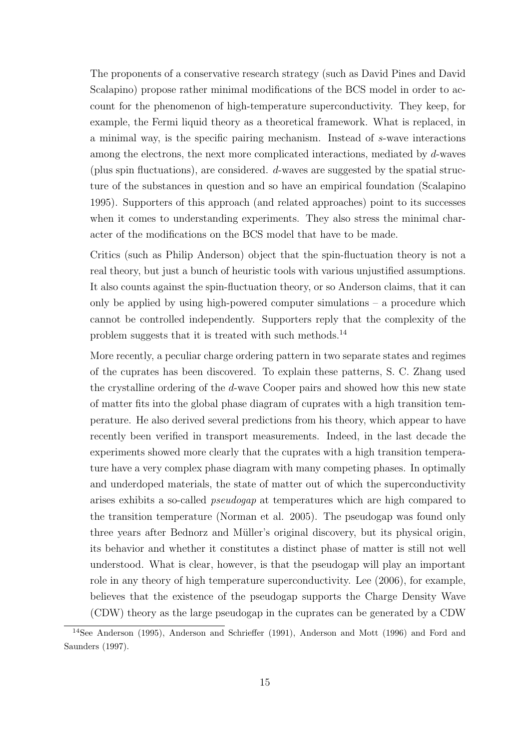The proponents of a conservative research strategy (such as David Pines and David Scalapino) propose rather minimal modifications of the BCS model in order to account for the phenomenon of high-temperature superconductivity. They keep, for example, the Fermi liquid theory as a theoretical framework. What is replaced, in a minimal way, is the specific pairing mechanism. Instead of *s*-wave interactions among the electrons, the next more complicated interactions, mediated by *d*-waves (plus spin fluctuations), are considered. *d*-waves are suggested by the spatial structure of the substances in question and so have an empirical foundation (Scalapino 1995). Supporters of this approach (and related approaches) point to its successes when it comes to understanding experiments. They also stress the minimal character of the modifications on the BCS model that have to be made.

Critics (such as Philip Anderson) object that the spin-fluctuation theory is not a real theory, but just a bunch of heuristic tools with various unjustified assumptions. It also counts against the spin-fluctuation theory, or so Anderson claims, that it can only be applied by using high-powered computer simulations – a procedure which cannot be controlled independently. Supporters reply that the complexity of the problem suggests that it is treated with such methods.[14]

More recently, a peculiar charge ordering pattern in two separate states and regimes of the cuprates has been discovered. To explain these patterns, S. C. Zhang used the crystalline ordering of the *d*-wave Cooper pairs and showed how this new state of matter fits into the global phase diagram of cuprates with a high transition temperature. He also derived several predictions from his theory, which appear to have recently been verified in transport measurements. Indeed, in the last decade the experiments showed more clearly that the cuprates with a high transition temperature have a very complex phase diagram with many competing phases. In optimally and underdoped materials, the state of matter out of which the superconductivity arises exhibits a so-called *pseudogap* at temperatures which are high compared to the transition temperature (Norman et al. 2005). The pseudogap was found only three years after Bednorz and Müller's original discovery, but its physical origin, its behavior and whether it constitutes a distinct phase of matter is still not well understood. What is clear, however, is that the pseudogap will play an important role in any theory of high temperature superconductivity. Lee (2006), for example, believes that the existence of the pseudogap supports the Charge Density Wave (CDW) theory as the large pseudogap in the cuprates can be generated by a CDW

[14] See Anderson (1995), Anderson and Schrieffer (1991), Anderson and Mott (1996) and Ford and Saunders (1997).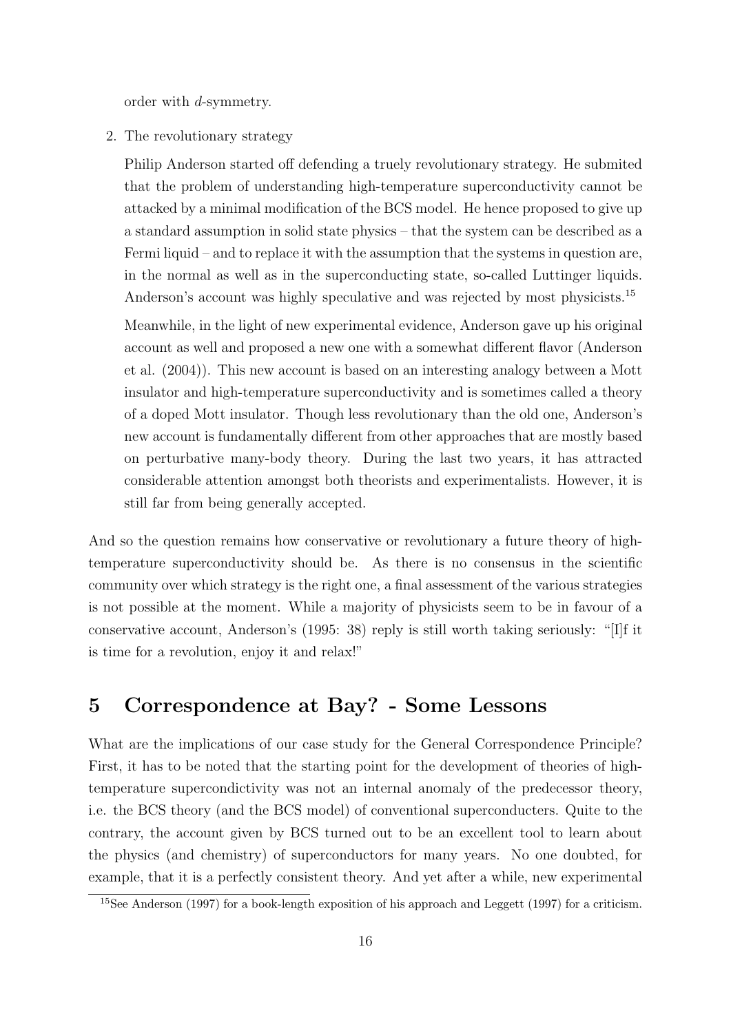order with *d*-symmetry.

2. The revolutionary strategy

   Philip Anderson started off defending a truely revolutionary strategy. He submited that the problem of understanding high-temperature superconductivity cannot be attacked by a minimal modification of the BCS model. He hence proposed to give up a standard assumption in solid state physics – that the system can be described as a Fermi liquid – and to replace it with the assumption that the systems in question are, in the normal as well as in the superconducting state, so-called Luttinger liquids. Anderson's account was highly speculative and was rejected by most physicists.[15]

   Meanwhile, in the light of new experimental evidence, Anderson gave up his original account as well and proposed a new one with a somewhat different flavor (Anderson et al. (2004)). This new account is based on an interesting analogy between a Mott insulator and high-temperature superconductivity and is sometimes called a theory of a doped Mott insulator. Though less revolutionary than the old one, Anderson's new account is fundamentally different from other approaches that are mostly based on perturbative many-body theory. During the last two years, it has attracted considerable attention amongst both theorists and experimentalists. However, it is still far from being generally accepted.

And so the question remains how conservative or revolutionary a future theory of high-temperature superconductivity should be. As there is no consensus in the scientific community over which strategy is the right one, a final assessment of the various strategies is not possible at the moment. While a majority of physicists seem to be in favour of a conservative account, Anderson's (1995: 38) reply is still worth taking seriously: "[I]f it is time for a revolution, enjoy it and relax!"

## 5 Correspondence at Bay? - Some Lessons

What are the implications of our case study for the General Correspondence Principle? First, it has to be noted that the starting point for the development of theories of high-temperature supercondictivity was not an internal anomaly of the predecessor theory, i.e. the BCS theory (and the BCS model) of conventional superconducters. Quite to the contrary, the account given by BCS turned out to be an excellent tool to learn about the physics (and chemistry) of superconductors for many years. No one doubted, for example, that it is a perfectly consistent theory. And yet after a while, new experimental

[15] See Anderson (1997) for a book-length exposition of his approach and Leggett (1997) for a criticism.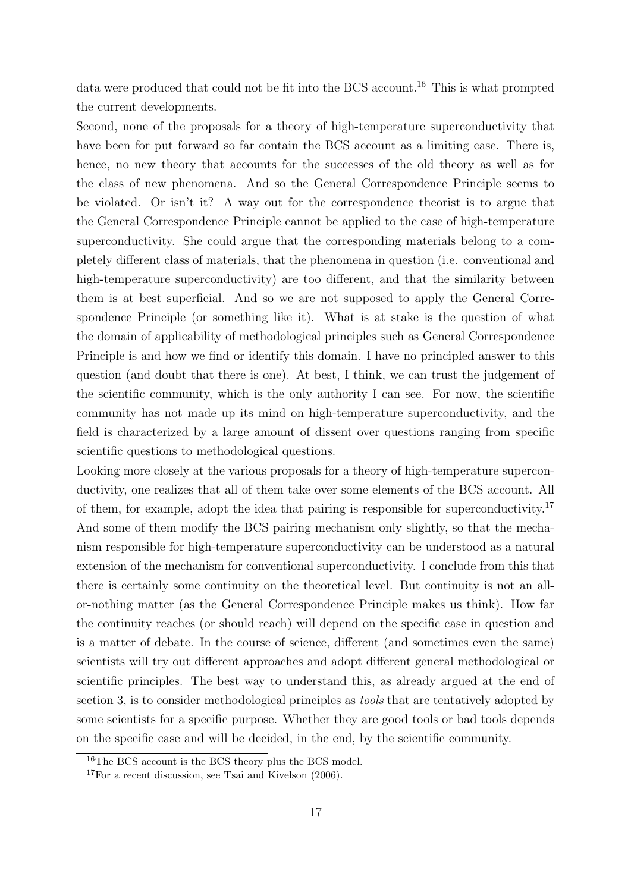data were produced that could not be fit into the BCS account.[16] This is what prompted the current developments.

Second, none of the proposals for a theory of high-temperature superconductivity that have been for put forward so far contain the BCS account as a limiting case. There is, hence, no new theory that accounts for the successes of the old theory as well as for the class of new phenomena. And so the General Correspondence Principle seems to be violated. Or isn't it? A way out for the correspondence theorist is to argue that the General Correspondence Principle cannot be applied to the case of high-temperature superconductivity. She could argue that the corresponding materials belong to a completely different class of materials, that the phenomena in question (i.e. conventional and high-temperature superconductivity) are too different, and that the similarity between them is at best superficial. And so we are not supposed to apply the General Correspondence Principle (or something like it). What is at stake is the question of what the domain of applicability of methodological principles such as General Correspondence Principle is and how we find or identify this domain. I have no principled answer to this question (and doubt that there is one). At best, I think, we can trust the judgement of the scientific community, which is the only authority I can see. For now, the scientific community has not made up its mind on high-temperature superconductivity, and the field is characterized by a large amount of dissent over questions ranging from specific scientific questions to methodological questions.

Looking more closely at the various proposals for a theory of high-temperature superconductivity, one realizes that all of them take over some elements of the BCS account. All of them, for example, adopt the idea that pairing is responsible for superconductivity.[17] And some of them modify the BCS pairing mechanism only slightly, so that the mechanism responsible for high-temperature superconductivity can be understood as a natural extension of the mechanism for conventional superconductivity. I conclude from this that there is certainly some continuity on the theoretical level. But continuity is not an all-or-nothing matter (as the General Correspondence Principle makes us think). How far the continuity reaches (or should reach) will depend on the specific case in question and is a matter of debate. In the course of science, different (and sometimes even the same) scientists will try out different approaches and adopt different general methodological or scientific principles. The best way to understand this, as already argued at the end of section 3, is to consider methodological principles as *tools* that are tentatively adopted by some scientists for a specific purpose. Whether they are good tools or bad tools depends on the specific case and will be decided, in the end, by the scientific community.

---

[16] The BCS account is the BCS theory plus the BCS model.

[17] For a recent discussion, see Tsai and Kivelson (2006).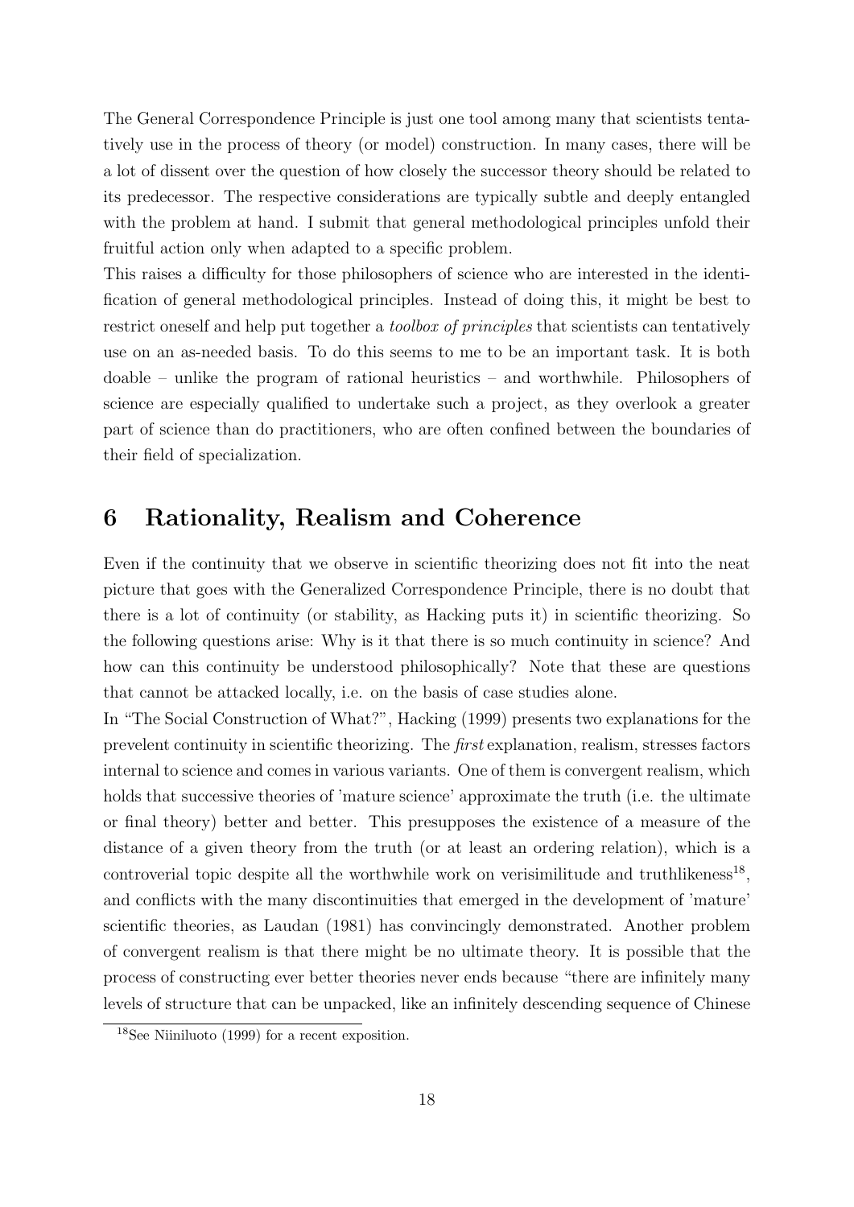The General Correspondence Principle is just one tool among many that scientists tentatively use in the process of theory (or model) construction. In many cases, there will be a lot of dissent over the question of how closely the successor theory should be related to its predecessor. The respective considerations are typically subtle and deeply entangled with the problem at hand. I submit that general methodological principles unfold their fruitful action only when adapted to a specific problem.

This raises a difficulty for those philosophers of science who are interested in the identification of general methodological principles. Instead of doing this, it might be best to restrict oneself and help put together a *toolbox of principles* that scientists can tentatively use on an as-needed basis. To do this seems to me to be an important task. It is both doable – unlike the program of rational heuristics – and worthwhile. Philosophers of science are especially qualified to undertake such a project, as they overlook a greater part of science than do practitioners, who are often confined between the boundaries of their field of specialization.

## 6 Rationality, Realism and Coherence

Even if the continuity that we observe in scientific theorizing does not fit into the neat picture that goes with the Generalized Correspondence Principle, there is no doubt that there is a lot of continuity (or stability, as Hacking puts it) in scientific theorizing. So the following questions arise: Why is it that there is so much continuity in science? And how can this continuity be understood philosophically? Note that these are questions that cannot be attacked locally, i.e. on the basis of case studies alone.

In "The Social Construction of What?", Hacking (1999) presents two explanations for the prevelent continuity in scientific theorizing. The *first* explanation, realism, stresses factors internal to science and comes in various variants. One of them is convergent realism, which holds that successive theories of 'mature science' approximate the truth (i.e. the ultimate or final theory) better and better. This presupposes the existence of a measure of the distance of a given theory from the truth (or at least an ordering relation), which is a controverial topic despite all the worthwhile work on verisimilitude and truthlikeness[18], and conflicts with the many discontinuities that emerged in the development of 'mature' scientific theories, as Laudan (1981) has convincingly demonstrated. Another problem of convergent realism is that there might be no ultimate theory. It is possible that the process of constructing ever better theories never ends because "there are infinitely many levels of structure that can be unpacked, like an infinitely descending sequence of Chinese

[18]See Niiniluoto (1999) for a recent exposition.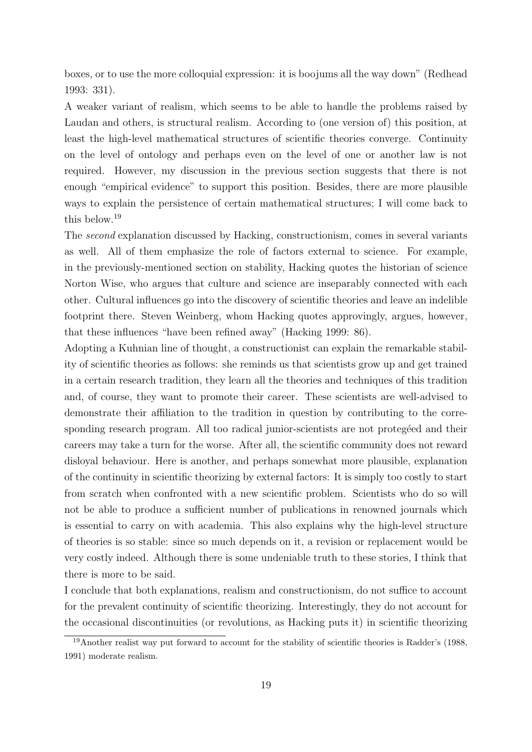boxes, or to use the more colloquial expression: it is boojums all the way down" (Redhead 1993: 331).

A weaker variant of realism, which seems to be able to handle the problems raised by Laudan and others, is structural realism. According to (one version of) this position, at least the high-level mathematical structures of scientific theories converge. Continuity on the level of ontology and perhaps even on the level of one or another law is not required. However, my discussion in the previous section suggests that there is not enough "empirical evidence" to support this position. Besides, there are more plausible ways to explain the persistence of certain mathematical structures; I will come back to this below.[19]

The *second* explanation discussed by Hacking, constructionism, comes in several variants as well. All of them emphasize the role of factors external to science. For example, in the previously-mentioned section on stability, Hacking quotes the historian of science Norton Wise, who argues that culture and science are inseparably connected with each other. Cultural influences go into the discovery of scientific theories and leave an indelible footprint there. Steven Weinberg, whom Hacking quotes approvingly, argues, however, that these influences "have been refined away" (Hacking 1999: 86).

Adopting a Kuhnian line of thought, a constructionist can explain the remarkable stability of scientific theories as follows: she reminds us that scientists grow up and get trained in a certain research tradition, they learn all the theories and techniques of this tradition and, of course, they want to promote their career. These scientists are well-advised to demonstrate their affiliation to the tradition in question by contributing to the corresponding research program. All too radical junior-scientists are not protegéed and their careers may take a turn for the worse. After all, the scientific community does not reward disloyal behaviour. Here is another, and perhaps somewhat more plausible, explanation of the continuity in scientific theorizing by external factors: It is simply too costly to start from scratch when confronted with a new scientific problem. Scientists who do so will not be able to produce a sufficient number of publications in renowned journals which is essential to carry on with academia. This also explains why the high-level structure of theories is so stable: since so much depends on it, a revision or replacement would be very costly indeed. Although there is some undeniable truth to these stories, I think that there is more to be said.

I conclude that both explanations, realism and constructionism, do not suffice to account for the prevalent continuity of scientific theorizing. Interestingly, they do not account for the occasional discontinuities (or revolutions, as Hacking puts it) in scientific theorizing

[19] Another realist way put forward to account for the stability of scientific theories is Radder's (1988, 1991) moderate realism.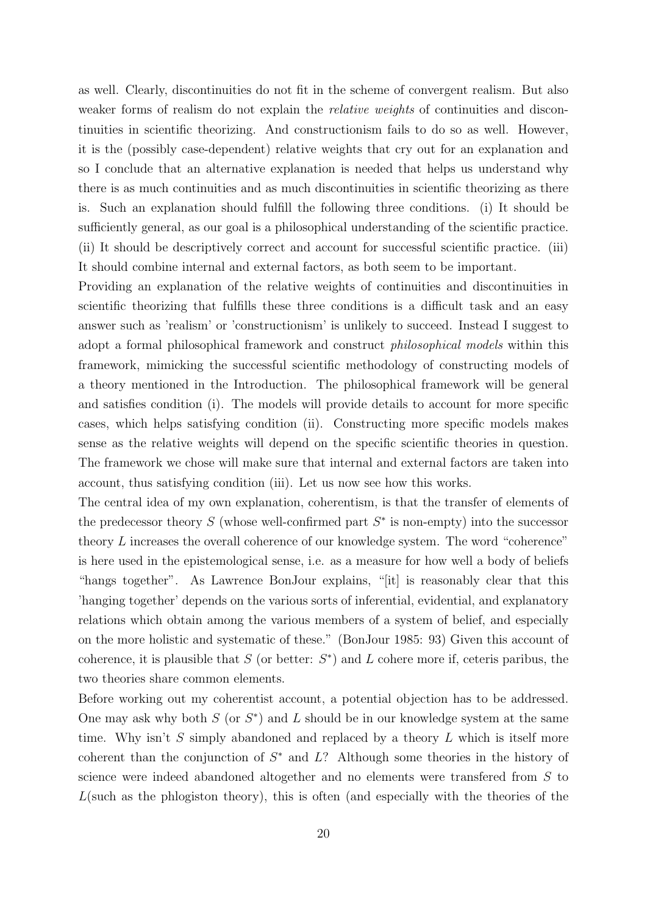as well. Clearly, discontinuities do not fit in the scheme of convergent realism. But also weaker forms of realism do not explain the *relative weights* of continuities and discontinuities in scientific theorizing. And constructionism fails to do so as well. However, it is the (possibly case-dependent) relative weights that cry out for an explanation and so I conclude that an alternative explanation is needed that helps us understand why there is as much continuities and as much discontinuities in scientific theorizing as there is. Such an explanation should fulfill the following three conditions. (i) It should be sufficiently general, as our goal is a philosophical understanding of the scientific practice. (ii) It should be descriptively correct and account for successful scientific practice. (iii) It should combine internal and external factors, as both seem to be important.

Providing an explanation of the relative weights of continuities and discontinuities in scientific theorizing that fulfills these three conditions is a difficult task and an easy answer such as 'realism' or 'constructionism' is unlikely to succeed. Instead I suggest to adopt a formal philosophical framework and construct *philosophical models* within this framework, mimicking the successful scientific methodology of constructing models of a theory mentioned in the Introduction. The philosophical framework will be general and satisfies condition (i). The models will provide details to account for more specific cases, which helps satisfying condition (ii). Constructing more specific models makes sense as the relative weights will depend on the specific scientific theories in question. The framework we chose will make sure that internal and external factors are taken into account, thus satisfying condition (iii). Let us now see how this works.

The central idea of my own explanation, coherentism, is that the transfer of elements of the predecessor theory $S$ (whose well-confirmed part $S^*$ is non-empty) into the successor theory $L$ increases the overall coherence of our knowledge system. The word "coherence" is here used in the epistemological sense, i.e. as a measure for how well a body of beliefs "hangs together". As Lawrence BonJour explains, "[it] is reasonably clear that this 'hanging together' depends on the various sorts of inferential, evidential, and explanatory relations which obtain among the various members of a system of belief, and especially on the more holistic and systematic of these." (BonJour 1985: 93) Given this account of coherence, it is plausible that $S$ (or better: $S^*$) and $L$ cohere more if, ceteris paribus, the two theories share common elements.

Before working out my coherentist account, a potential objection has to be addressed. One may ask why both $S$ (or $S^*$) and $L$ should be in our knowledge system at the same time. Why isn't $S$ simply abandoned and replaced by a theory $L$ which is itself more coherent than the conjunction of $S^*$ and $L$? Although some theories in the history of science were indeed abandoned altogether and no elements were transfered from $S$ to $L$(such as the phlogiston theory), this is often (and especially with the theories of the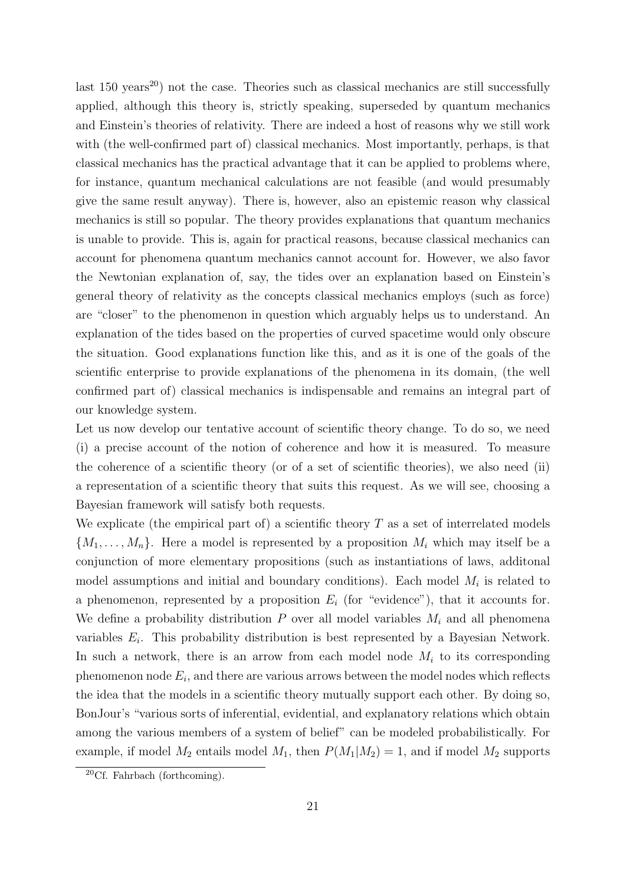last 150 years[20]) not the case. Theories such as classical mechanics are still successfully applied, although this theory is, strictly speaking, superseded by quantum mechanics and Einstein's theories of relativity. There are indeed a host of reasons why we still work with (the well-confirmed part of) classical mechanics. Most importantly, perhaps, is that classical mechanics has the practical advantage that it can be applied to problems where, for instance, quantum mechanical calculations are not feasible (and would presumably give the same result anyway). There is, however, also an epistemic reason why classical mechanics is still so popular. The theory provides explanations that quantum mechanics is unable to provide. This is, again for practical reasons, because classical mechanics can account for phenomena quantum mechanics cannot account for. However, we also favor the Newtonian explanation of, say, the tides over an explanation based on Einstein's general theory of relativity as the concepts classical mechanics employs (such as force) are "closer" to the phenomenon in question which arguably helps us to understand. An explanation of the tides based on the properties of curved spacetime would only obscure the situation. Good explanations function like this, and as it is one of the goals of the scientific enterprise to provide explanations of the phenomena in its domain, (the well confirmed part of) classical mechanics is indispensable and remains an integral part of our knowledge system.

Let us now develop our tentative account of scientific theory change. To do so, we need (i) a precise account of the notion of coherence and how it is measured. To measure the coherence of a scientific theory (or of a set of scientific theories), we also need (ii) a representation of a scientific theory that suits this request. As we will see, choosing a Bayesian framework will satisfy both requests.

We explicate (the empirical part of) a scientific theory $T$ as a set of interrelated models $\{M_1, \ldots, M_n\}$. Here a model is represented by a proposition $M_i$ which may itself be a conjunction of more elementary propositions (such as instantiations of laws, additonal model assumptions and initial and boundary conditions). Each model $M_i$ is related to a phenomenon, represented by a proposition $E_i$ (for "evidence"), that it accounts for. We define a probability distribution $P$ over all model variables $M_i$ and all phenomena variables $E_i$. This probability distribution is best represented by a Bayesian Network. In such a network, there is an arrow from each model node $M_i$ to its corresponding phenomenon node $E_i$, and there are various arrows between the model nodes which reflects the idea that the models in a scientific theory mutually support each other. By doing so, BonJour's "various sorts of inferential, evidential, and explanatory relations which obtain among the various members of a system of belief" can be modeled probabilistically. For example, if model $M_2$ entails model $M_1$, then $P(M_1|M_2) = 1$, and if model $M_2$ supports

[20]Cf. Fahrbach (forthcoming).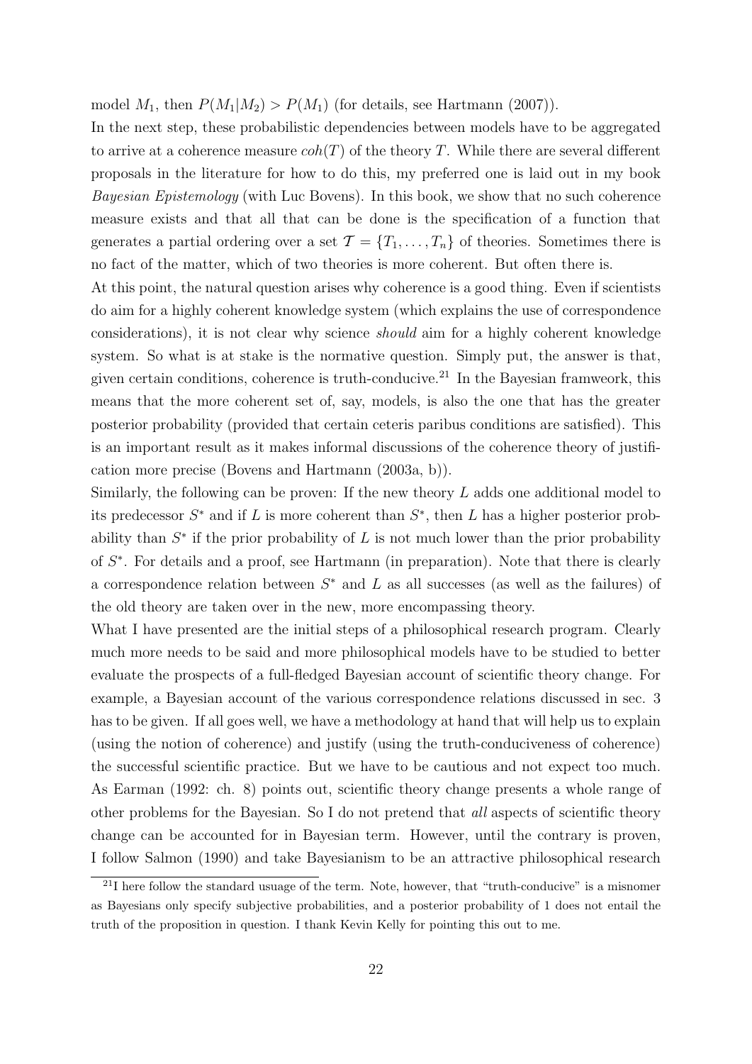model $M_1$, then $P(M_1|M_2) > P(M_1)$ (for details, see Hartmann (2007)).

In the next step, these probabilistic dependencies between models have to be aggregated to arrive at a coherence measure $coh(T)$ of the theory $T$. While there are several different proposals in the literature for how to do this, my preferred one is laid out in my book *Bayesian Epistemology* (with Luc Bovens). In this book, we show that no such coherence measure exists and that all that can be done is the specification of a function that generates a partial ordering over a set $\mathcal{T} = \{T_1, \ldots, T_n\}$ of theories. Sometimes there is no fact of the matter, which of two theories is more coherent. But often there is.

At this point, the natural question arises why coherence is a good thing. Even if scientists do aim for a highly coherent knowledge system (which explains the use of correspondence considerations), it is not clear why science *should* aim for a highly coherent knowledge system. So what is at stake is the normative question. Simply put, the answer is that, given certain conditions, coherence is truth-conducive.[21] In the Bayesian framweork, this means that the more coherent set of, say, models, is also the one that has the greater posterior probability (provided that certain ceteris paribus conditions are satisfied). This is an important result as it makes informal discussions of the coherence theory of justification more precise (Bovens and Hartmann (2003a, b)).

Similarly, the following can be proven: If the new theory $L$ adds one additional model to its predecessor $S^*$ and if $L$ is more coherent than $S^*$, then $L$ has a higher posterior probability than $S^*$ if the prior probability of $L$ is not much lower than the prior probability of $S^*$. For details and a proof, see Hartmann (in preparation). Note that there is clearly a correspondence relation between $S^*$ and $L$ as all successes (as well as the failures) of the old theory are taken over in the new, more encompassing theory.

What I have presented are the initial steps of a philosophical research program. Clearly much more needs to be said and more philosophical models have to be studied to better evaluate the prospects of a full-fledged Bayesian account of scientific theory change. For example, a Bayesian account of the various correspondence relations discussed in sec. 3 has to be given. If all goes well, we have a methodology at hand that will help us to explain (using the notion of coherence) and justify (using the truth-conduciveness of coherence) the successful scientific practice. But we have to be cautious and not expect too much. As Earman (1992: ch. 8) points out, scientific theory change presents a whole range of other problems for the Bayesian. So I do not pretend that *all* aspects of scientific theory change can be accounted for in Bayesian term. However, until the contrary is proven, I follow Salmon (1990) and take Bayesianism to be an attractive philosophical research

[21] I here follow the standard usuage of the term. Note, however, that "truth-conducive" is a misnomer as Bayesians only specify subjective probabilities, and a posterior probability of 1 does not entail the truth of the proposition in question. I thank Kevin Kelly for pointing this out to me.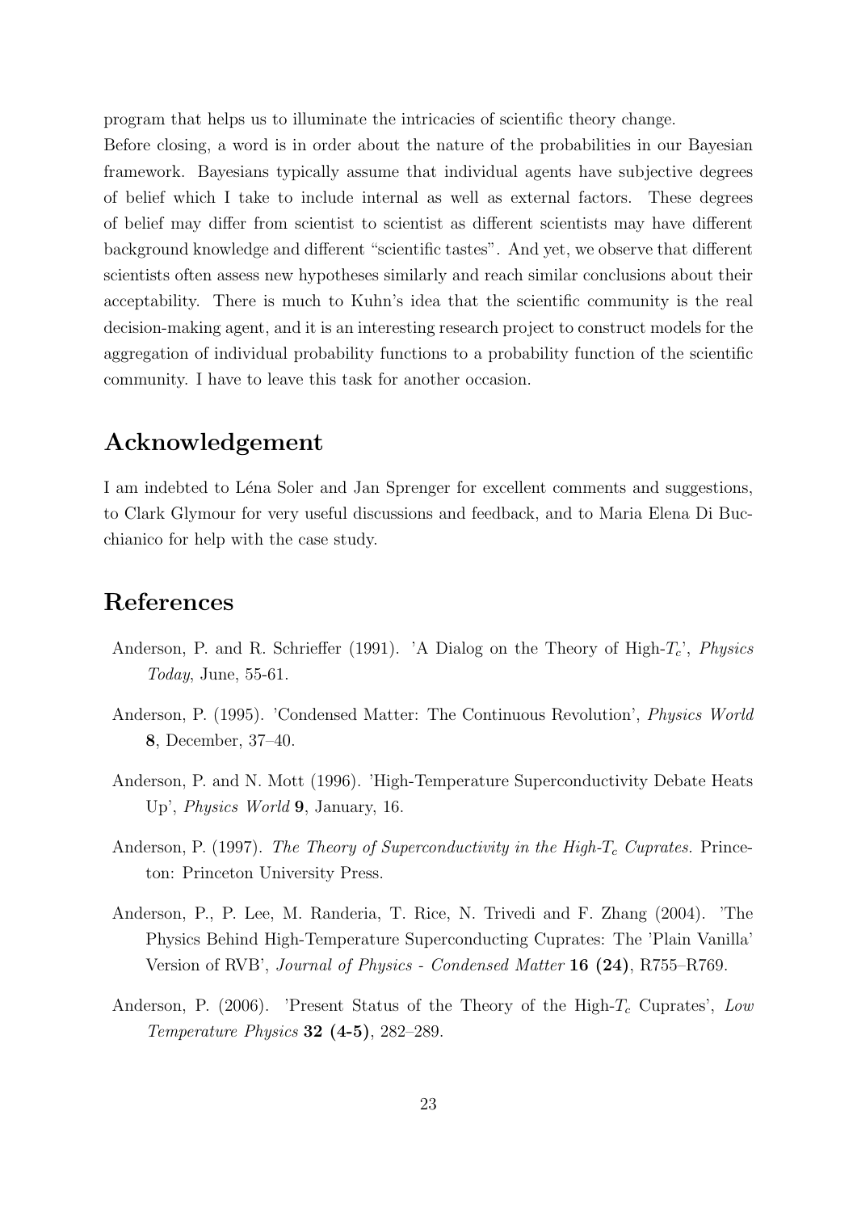program that helps us to illuminate the intricacies of scientific theory change.

Before closing, a word is in order about the nature of the probabilities in our Bayesian framework. Bayesians typically assume that individual agents have subjective degrees of belief which I take to include internal as well as external factors. These degrees of belief may differ from scientist to scientist as different scientists may have different background knowledge and different "scientific tastes". And yet, we observe that different scientists often assess new hypotheses similarly and reach similar conclusions about their acceptability. There is much to Kuhn's idea that the scientific community is the real decision-making agent, and it is an interesting research project to construct models for the aggregation of individual probability functions to a probability function of the scientific community. I have to leave this task for another occasion.

## Acknowledgement

I am indebted to Léna Soler and Jan Sprenger for excellent comments and suggestions, to Clark Glymour for very useful discussions and feedback, and to Maria Elena Di Bucchianico for help with the case study.

## References

Anderson, P. and R. Schrieffer (1991). 'A Dialog on the Theory of High-$T_c$', *Physics Today*, June, 55-61.

Anderson, P. (1995). 'Condensed Matter: The Continuous Revolution', *Physics World* **8**, December, 37–40.

Anderson, P. and N. Mott (1996). 'High-Temperature Superconductivity Debate Heats Up', *Physics World* **9**, January, 16.

Anderson, P. (1997). *The Theory of Superconductivity in the High-$T_c$ Cuprates.* Princeton: Princeton University Press.

Anderson, P., P. Lee, M. Randeria, T. Rice, N. Trivedi and F. Zhang (2004). 'The Physics Behind High-Temperature Superconducting Cuprates: The 'Plain Vanilla' Version of RVB', *Journal of Physics - Condensed Matter* **16 (24)**, R755–R769.

Anderson, P. (2006). 'Present Status of the Theory of the High-$T_c$ Cuprates', *Low Temperature Physics* **32 (4-5)**, 282–289.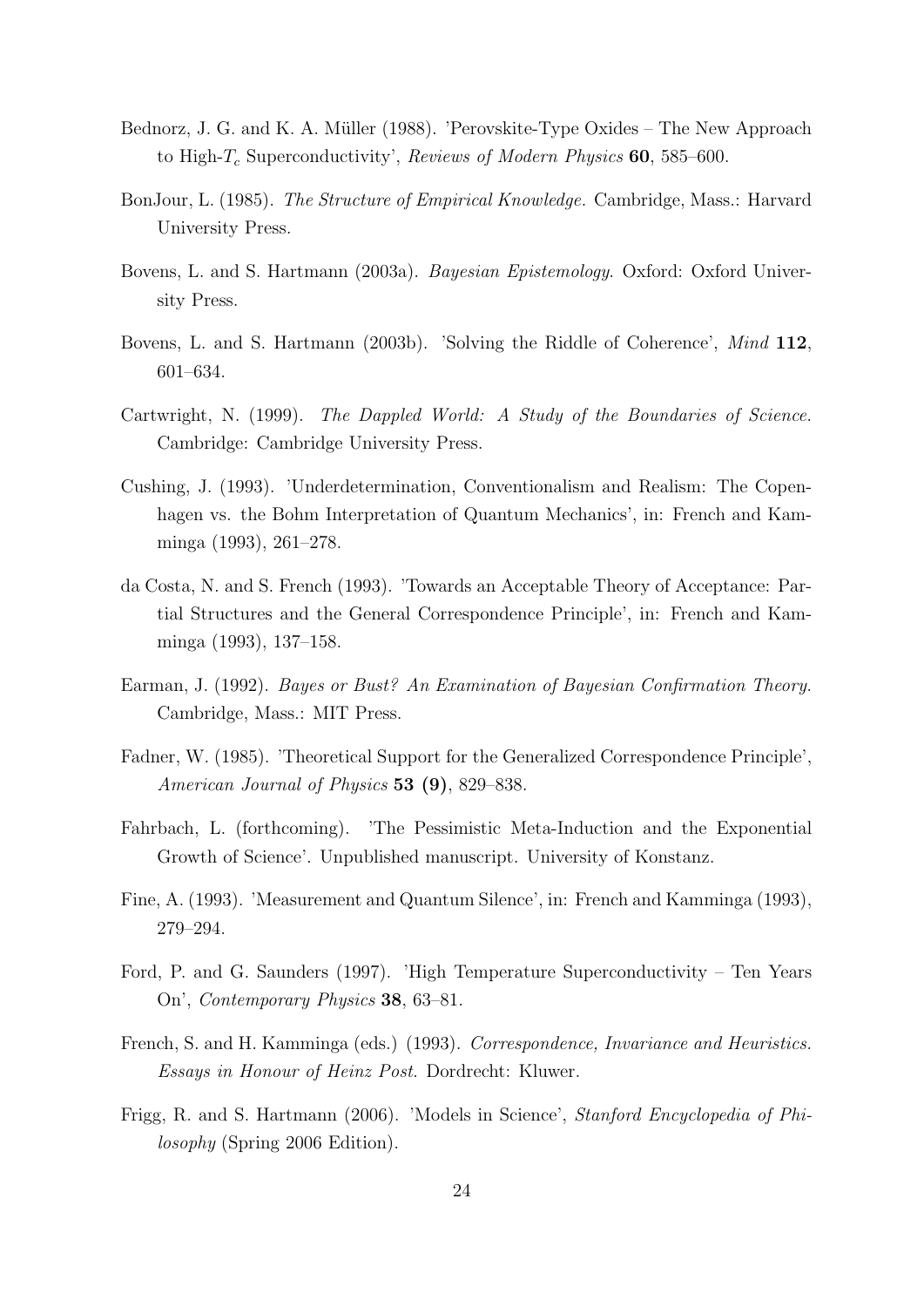Bednorz, J. G. and K. A. Müller (1988). 'Perovskite-Type Oxides – The New Approach to High-$T_c$ Superconductivity', *Reviews of Modern Physics* **60**, 585–600.

BonJour, L. (1985). *The Structure of Empirical Knowledge.* Cambridge, Mass.: Harvard University Press.

Bovens, L. and S. Hartmann (2003a). *Bayesian Epistemology.* Oxford: Oxford University Press.

Bovens, L. and S. Hartmann (2003b). 'Solving the Riddle of Coherence', *Mind* **112**, 601–634.

Cartwright, N. (1999). *The Dappled World: A Study of the Boundaries of Science.* Cambridge: Cambridge University Press.

Cushing, J. (1993). 'Underdetermination, Conventionalism and Realism: The Copenhagen vs. the Bohm Interpretation of Quantum Mechanics', in: French and Kamminga (1993), 261–278.

da Costa, N. and S. French (1993). 'Towards an Acceptable Theory of Acceptance: Partial Structures and the General Correspondence Principle', in: French and Kamminga (1993), 137–158.

Earman, J. (1992). *Bayes or Bust? An Examination of Bayesian Confirmation Theory.* Cambridge, Mass.: MIT Press.

Fadner, W. (1985). 'Theoretical Support for the Generalized Correspondence Principle', *American Journal of Physics* **53 (9)**, 829–838.

Fahrbach, L. (forthcoming). 'The Pessimistic Meta-Induction and the Exponential Growth of Science'. Unpublished manuscript. University of Konstanz.

Fine, A. (1993). 'Measurement and Quantum Silence', in: French and Kamminga (1993), 279–294.

Ford, P. and G. Saunders (1997). 'High Temperature Superconductivity – Ten Years On', *Contemporary Physics* **38**, 63–81.

French, S. and H. Kamminga (eds.) (1993). *Correspondence, Invariance and Heuristics. Essays in Honour of Heinz Post.* Dordrecht: Kluwer.

Frigg, R. and S. Hartmann (2006). 'Models in Science', *Stanford Encyclopedia of Philosophy* (Spring 2006 Edition).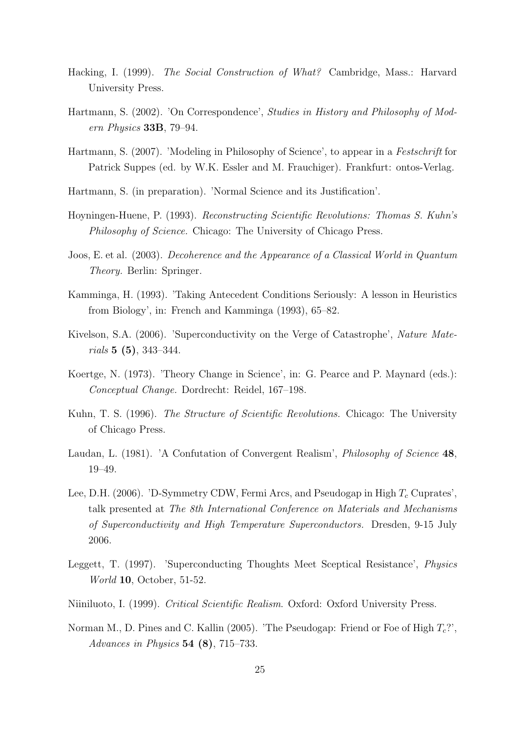Hacking, I. (1999). *The Social Construction of What?* Cambridge, Mass.: Harvard University Press.

Hartmann, S. (2002). 'On Correspondence', *Studies in History and Philosophy of Modern Physics* **33B**, 79–94.

Hartmann, S. (2007). 'Modeling in Philosophy of Science', to appear in a *Festschrift* for Patrick Suppes (ed. by W.K. Essler and M. Frauchiger). Frankfurt: ontos-Verlag.

Hartmann, S. (in preparation). 'Normal Science and its Justification'.

Hoyningen-Huene, P. (1993). *Reconstructing Scientific Revolutions: Thomas S. Kuhn's Philosophy of Science.* Chicago: The University of Chicago Press.

Joos, E. et al. (2003). *Decoherence and the Appearance of a Classical World in Quantum Theory.* Berlin: Springer.

Kamminga, H. (1993). 'Taking Antecedent Conditions Seriously: A lesson in Heuristics from Biology', in: French and Kamminga (1993), 65–82.

Kivelson, S.A. (2006). 'Superconductivity on the Verge of Catastrophe', *Nature Materials* **5 (5)**, 343–344.

Koertge, N. (1973). 'Theory Change in Science', in: G. Pearce and P. Maynard (eds.): *Conceptual Change.* Dordrecht: Reidel, 167–198.

Kuhn, T. S. (1996). *The Structure of Scientific Revolutions.* Chicago: The University of Chicago Press.

Laudan, L. (1981). 'A Confutation of Convergent Realism', *Philosophy of Science* **48**, 19–49.

Lee, D.H. (2006). 'D-Symmetry CDW, Fermi Arcs, and Pseudogap in High $T_c$ Cuprates', talk presented at *The 8th International Conference on Materials and Mechanisms of Superconductivity and High Temperature Superconductors.* Dresden, 9-15 July 2006.

Leggett, T. (1997). 'Superconducting Thoughts Meet Sceptical Resistance', *Physics World* **10**, October, 51-52.

Niiniluoto, I. (1999). *Critical Scientific Realism.* Oxford: Oxford University Press.

Norman M., D. Pines and C. Kallin (2005). 'The Pseudogap: Friend or Foe of High $T_c$?', *Advances in Physics* **54 (8)**, 715–733.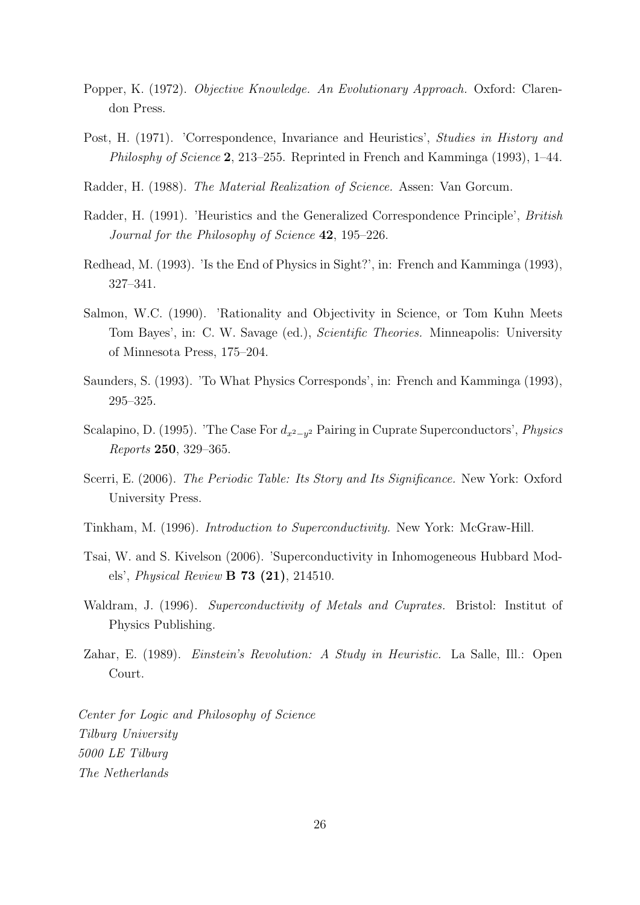Popper, K. (1972). *Objective Knowledge. An Evolutionary Approach.* Oxford: Clarendon Press.

Post, H. (1971). 'Correspondence, Invariance and Heuristics', *Studies in History and Philosphy of Science* **2**, 213–255. Reprinted in French and Kamminga (1993), 1–44.

Radder, H. (1988). *The Material Realization of Science.* Assen: Van Gorcum.

Radder, H. (1991). 'Heuristics and the Generalized Correspondence Principle', *British Journal for the Philosophy of Science* **42**, 195–226.

Redhead, M. (1993). 'Is the End of Physics in Sight?', in: French and Kamminga (1993), 327–341.

Salmon, W.C. (1990). 'Rationality and Objectivity in Science, or Tom Kuhn Meets Tom Bayes', in: C. W. Savage (ed.), *Scientific Theories.* Minneapolis: University of Minnesota Press, 175–204.

Saunders, S. (1993). 'To What Physics Corresponds', in: French and Kamminga (1993), 295–325.

Scalapino, D. (1995). 'The Case For $d_{x^2-y^2}$ Pairing in Cuprate Superconductors', *Physics Reports* **250**, 329–365.

Scerri, E. (2006). *The Periodic Table: Its Story and Its Significance.* New York: Oxford University Press.

Tinkham, M. (1996). *Introduction to Superconductivity.* New York: McGraw-Hill.

Tsai, W. and S. Kivelson (2006). 'Superconductivity in Inhomogeneous Hubbard Models', *Physical Review* **B 73 (21)**, 214510.

Waldram, J. (1996). *Superconductivity of Metals and Cuprates.* Bristol: Institut of Physics Publishing.

Zahar, E. (1989). *Einstein's Revolution: A Study in Heuristic.* La Salle, Ill.: Open Court.

*Center for Logic and Philosophy of Science*
*Tilburg University*
*5000 LE Tilburg*
*The Netherlands*